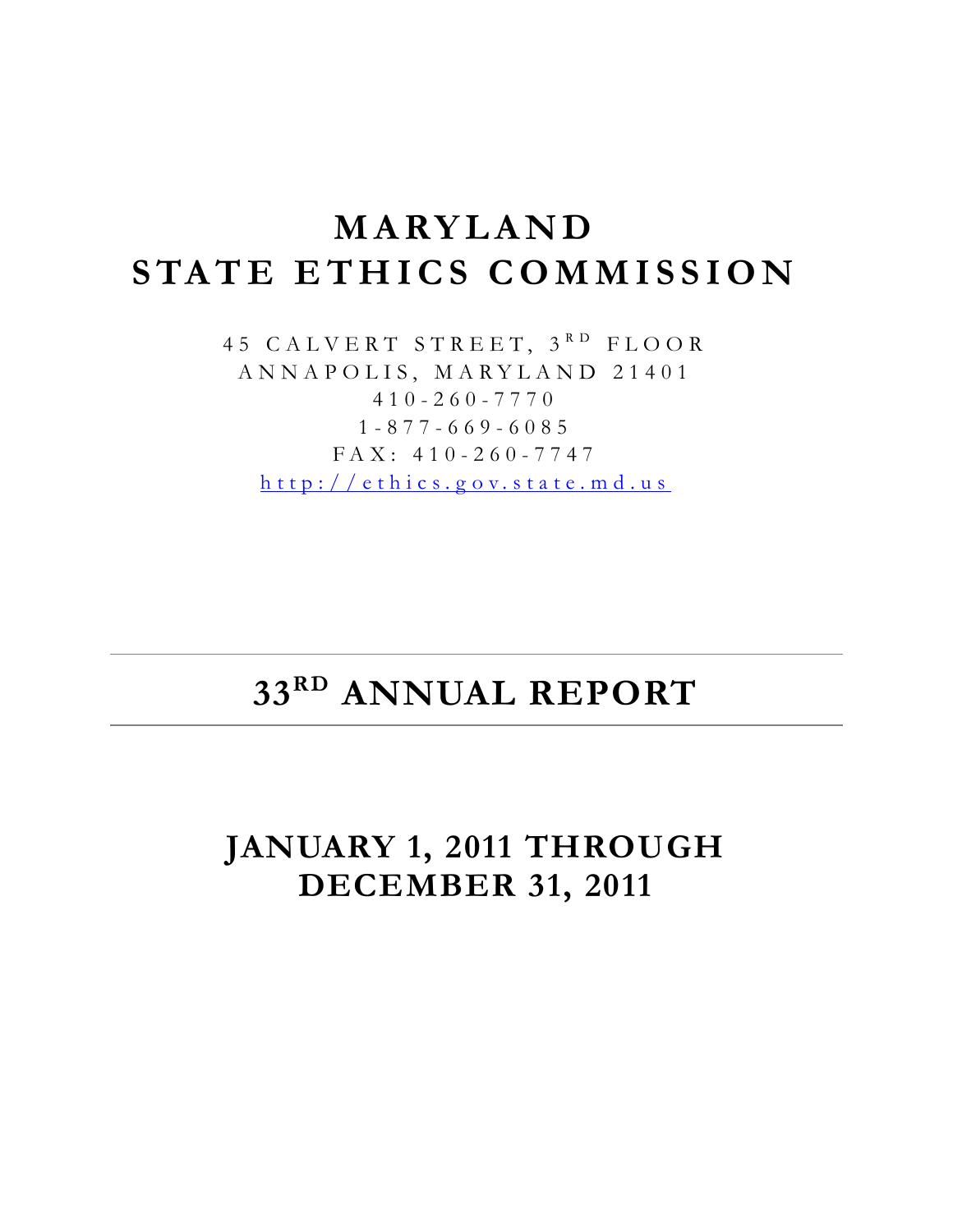# MARYLAND STATE ETHICS COMMISSION

45 CALVERT STREET, 3RD FLOOR
ANNAPOLIS, MARYLAND 21401
410-260-7770
1-877-669-6085
FAX: 410-260-7747
http://ethics.gov.state.md.us

---

# 33RD ANNUAL REPORT

---

## JANUARY 1, 2011 THROUGH DECEMBER 31, 2011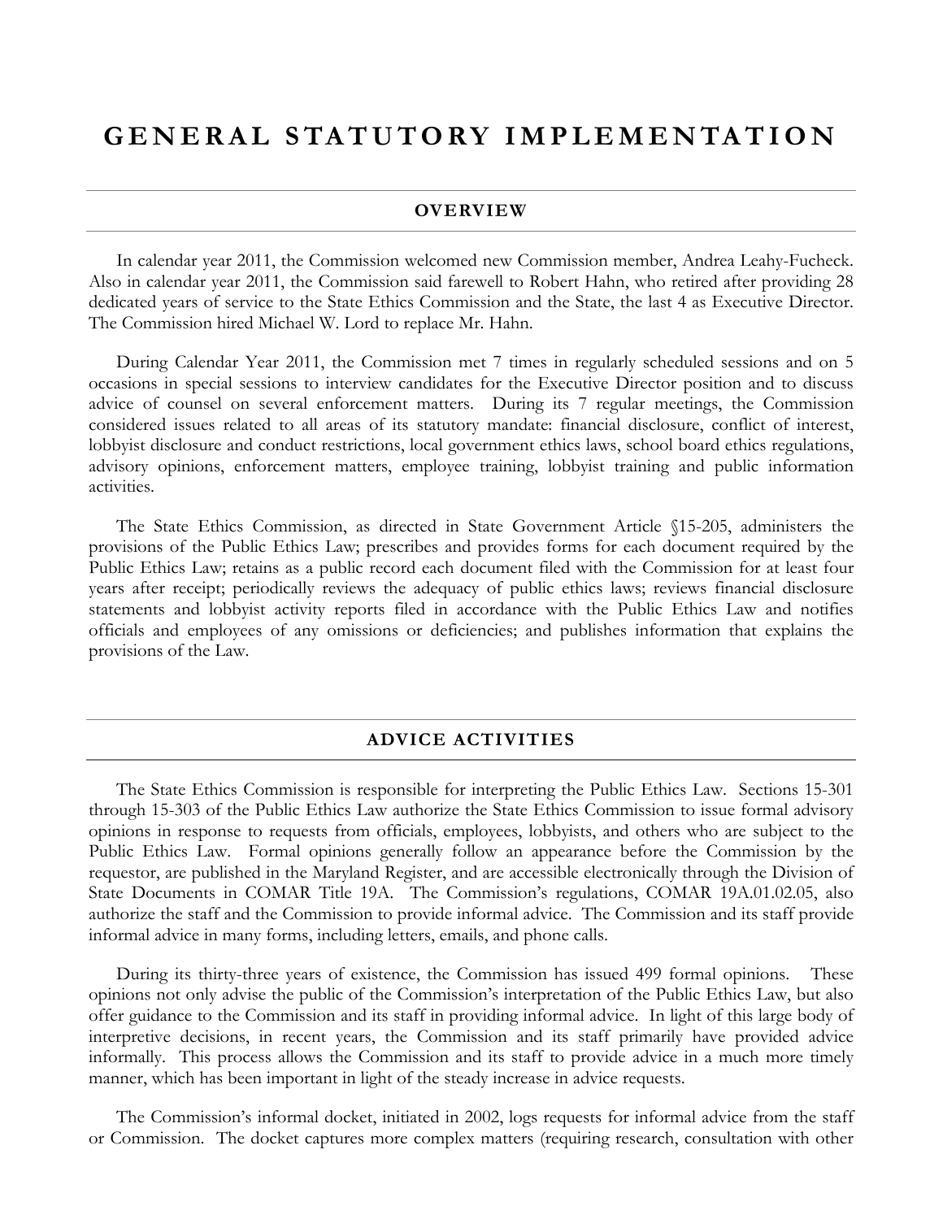# GENERAL STATUTORY IMPLEMENTATION

## OVERVIEW

In calendar year 2011, the Commission welcomed new Commission member, Andrea Leahy-Fucheck. Also in calendar year 2011, the Commission said farewell to Robert Hahn, who retired after providing 28 dedicated years of service to the State Ethics Commission and the State, the last 4 as Executive Director. The Commission hired Michael W. Lord to replace Mr. Hahn.

During Calendar Year 2011, the Commission met 7 times in regularly scheduled sessions and on 5 occasions in special sessions to interview candidates for the Executive Director position and to discuss advice of counsel on several enforcement matters. During its 7 regular meetings, the Commission considered issues related to all areas of its statutory mandate: financial disclosure, conflict of interest, lobbyist disclosure and conduct restrictions, local government ethics laws, school board ethics regulations, advisory opinions, enforcement matters, employee training, lobbyist training and public information activities.

The State Ethics Commission, as directed in State Government Article §15-205, administers the provisions of the Public Ethics Law; prescribes and provides forms for each document required by the Public Ethics Law; retains as a public record each document filed with the Commission for at least four years after receipt; periodically reviews the adequacy of public ethics laws; reviews financial disclosure statements and lobbyist activity reports filed in accordance with the Public Ethics Law and notifies officials and employees of any omissions or deficiencies; and publishes information that explains the provisions of the Law.

## ADVICE ACTIVITIES

The State Ethics Commission is responsible for interpreting the Public Ethics Law. Sections 15-301 through 15-303 of the Public Ethics Law authorize the State Ethics Commission to issue formal advisory opinions in response to requests from officials, employees, lobbyists, and others who are subject to the Public Ethics Law. Formal opinions generally follow an appearance before the Commission by the requestor, are published in the Maryland Register, and are accessible electronically through the Division of State Documents in COMAR Title 19A. The Commission's regulations, COMAR 19A.01.02.05, also authorize the staff and the Commission to provide informal advice. The Commission and its staff provide informal advice in many forms, including letters, emails, and phone calls.

During its thirty-three years of existence, the Commission has issued 499 formal opinions. These opinions not only advise the public of the Commission's interpretation of the Public Ethics Law, but also offer guidance to the Commission and its staff in providing informal advice. In light of this large body of interpretive decisions, in recent years, the Commission and its staff primarily have provided advice informally. This process allows the Commission and its staff to provide advice in a much more timely manner, which has been important in light of the steady increase in advice requests.

The Commission's informal docket, initiated in 2002, logs requests for informal advice from the staff or Commission. The docket captures more complex matters (requiring research, consultation with other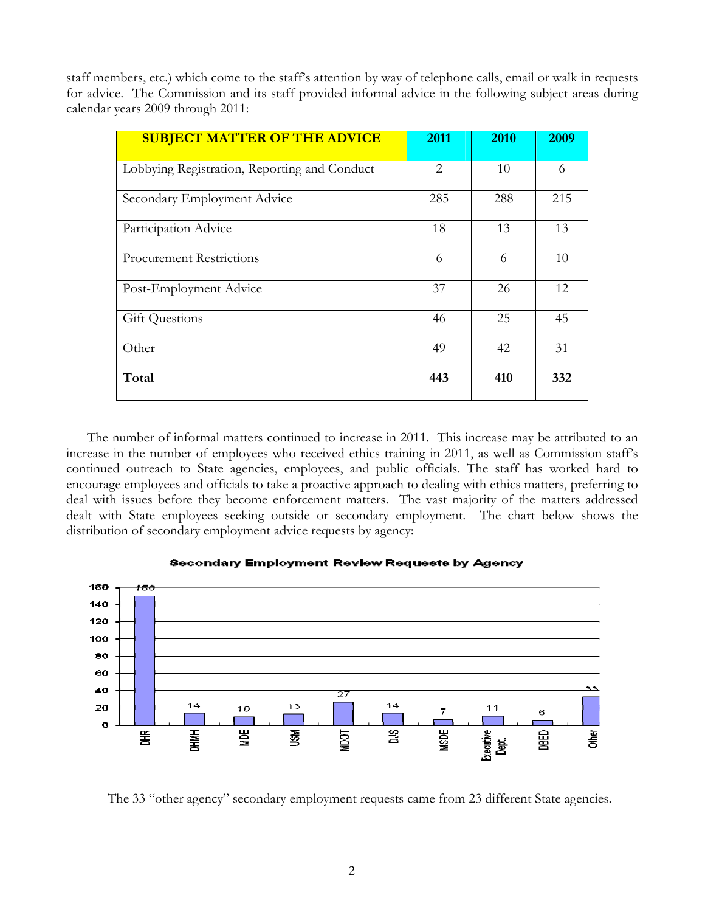staff members, etc.) which come to the staff's attention by way of telephone calls, email or walk in requests for advice. The Commission and its staff provided informal advice in the following subject areas during calendar years 2009 through 2011:

| SUBJECT MATTER OF THE ADVICE | 2011 | 2010 | 2009 |
|---|---|---|---|
| Lobbying Registration, Reporting and Conduct | 2 | 10 | 6 |
| Secondary Employment Advice | 285 | 288 | 215 |
| Participation Advice | 18 | 13 | 13 |
| Procurement Restrictions | 6 | 6 | 10 |
| Post-Employment Advice | 37 | 26 | 12 |
| Gift Questions | 46 | 25 | 45 |
| Other | 49 | 42 | 31 |
| **Total** | **443** | **410** | **332** |

The number of informal matters continued to increase in 2011. This increase may be attributed to an increase in the number of employees who received ethics training in 2011, as well as Commission staff's continued outreach to State agencies, employees, and public officials. The staff has worked hard to encourage employees and officials to take a proactive approach to dealing with ethics matters, preferring to deal with issues before they become enforcement matters. The vast majority of the matters addressed dealt with State employees seeking outside or secondary employment. The chart below shows the distribution of secondary employment advice requests by agency:

**Secondary Employment Review Requests by Agency**

| DHR | DHMH | MDE | USM | MDOT | DJS | MSDE | Executive Dept. | DBED | Other |
|---|---|---|---|---|---|---|---|---|---|
| 150 | 14 | 10 | 13 | 27 | 14 | 7 | 11 | 6 | 33 |

The 33 "other agency" secondary employment requests came from 23 different State agencies.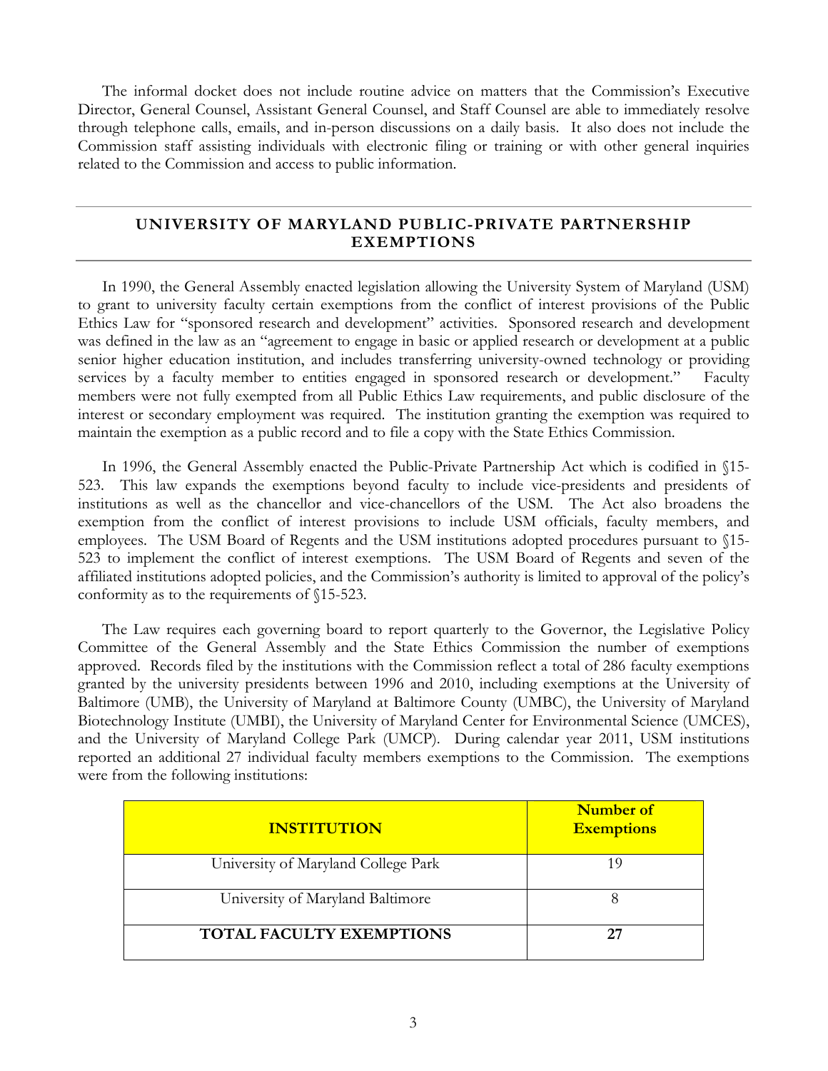The informal docket does not include routine advice on matters that the Commission's Executive Director, General Counsel, Assistant General Counsel, and Staff Counsel are able to immediately resolve through telephone calls, emails, and in-person discussions on a daily basis. It also does not include the Commission staff assisting individuals with electronic filing or training or with other general inquiries related to the Commission and access to public information.

## UNIVERSITY OF MARYLAND PUBLIC-PRIVATE PARTNERSHIP EXEMPTIONS

In 1990, the General Assembly enacted legislation allowing the University System of Maryland (USM) to grant to university faculty certain exemptions from the conflict of interest provisions of the Public Ethics Law for "sponsored research and development" activities. Sponsored research and development was defined in the law as an "agreement to engage in basic or applied research or development at a public senior higher education institution, and includes transferring university-owned technology or providing services by a faculty member to entities engaged in sponsored research or development." Faculty members were not fully exempted from all Public Ethics Law requirements, and public disclosure of the interest or secondary employment was required. The institution granting the exemption was required to maintain the exemption as a public record and to file a copy with the State Ethics Commission.

In 1996, the General Assembly enacted the Public-Private Partnership Act which is codified in §15-523. This law expands the exemptions beyond faculty to include vice-presidents and presidents of institutions as well as the chancellor and vice-chancellors of the USM. The Act also broadens the exemption from the conflict of interest provisions to include USM officials, faculty members, and employees. The USM Board of Regents and the USM institutions adopted procedures pursuant to §15-523 to implement the conflict of interest exemptions. The USM Board of Regents and seven of the affiliated institutions adopted policies, and the Commission's authority is limited to approval of the policy's conformity as to the requirements of §15-523.

The Law requires each governing board to report quarterly to the Governor, the Legislative Policy Committee of the General Assembly and the State Ethics Commission the number of exemptions approved. Records filed by the institutions with the Commission reflect a total of 286 faculty exemptions granted by the university presidents between 1996 and 2010, including exemptions at the University of Baltimore (UMB), the University of Maryland at Baltimore County (UMBC), the University of Maryland Biotechnology Institute (UMBI), the University of Maryland Center for Environmental Science (UMCES), and the University of Maryland College Park (UMCP). During calendar year 2011, USM institutions reported an additional 27 individual faculty members exemptions to the Commission. The exemptions were from the following institutions:

| INSTITUTION | Number of Exemptions |
|---|---|
| University of Maryland College Park | 19 |
| University of Maryland Baltimore | 8 |
| **TOTAL FACULTY EXEMPTIONS** | **27** |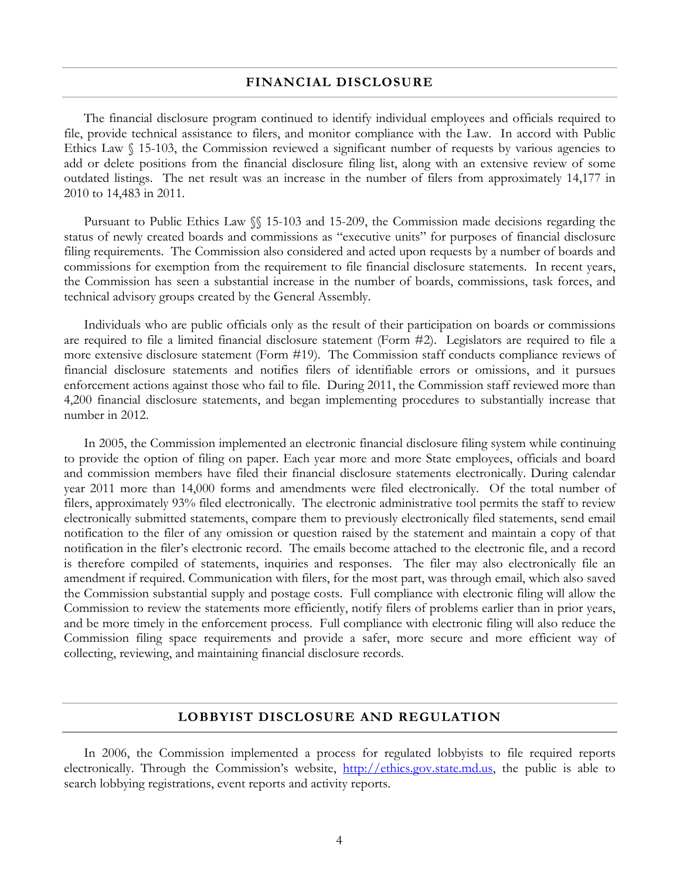## FINANCIAL DISCLOSURE

The financial disclosure program continued to identify individual employees and officials required to file, provide technical assistance to filers, and monitor compliance with the Law. In accord with Public Ethics Law § 15-103, the Commission reviewed a significant number of requests by various agencies to add or delete positions from the financial disclosure filing list, along with an extensive review of some outdated listings. The net result was an increase in the number of filers from approximately 14,177 in 2010 to 14,483 in 2011.

Pursuant to Public Ethics Law §§ 15-103 and 15-209, the Commission made decisions regarding the status of newly created boards and commissions as "executive units" for purposes of financial disclosure filing requirements. The Commission also considered and acted upon requests by a number of boards and commissions for exemption from the requirement to file financial disclosure statements. In recent years, the Commission has seen a substantial increase in the number of boards, commissions, task forces, and technical advisory groups created by the General Assembly.

Individuals who are public officials only as the result of their participation on boards or commissions are required to file a limited financial disclosure statement (Form #2). Legislators are required to file a more extensive disclosure statement (Form #19). The Commission staff conducts compliance reviews of financial disclosure statements and notifies filers of identifiable errors or omissions, and it pursues enforcement actions against those who fail to file. During 2011, the Commission staff reviewed more than 4,200 financial disclosure statements, and began implementing procedures to substantially increase that number in 2012.

In 2005, the Commission implemented an electronic financial disclosure filing system while continuing to provide the option of filing on paper. Each year more and more State employees, officials and board and commission members have filed their financial disclosure statements electronically. During calendar year 2011 more than 14,000 forms and amendments were filed electronically. Of the total number of filers, approximately 93% filed electronically. The electronic administrative tool permits the staff to review electronically submitted statements, compare them to previously electronically filed statements, send email notification to the filer of any omission or question raised by the statement and maintain a copy of that notification in the filer's electronic record. The emails become attached to the electronic file, and a record is therefore compiled of statements, inquiries and responses. The filer may also electronically file an amendment if required. Communication with filers, for the most part, was through email, which also saved the Commission substantial supply and postage costs. Full compliance with electronic filing will allow the Commission to review the statements more efficiently, notify filers of problems earlier than in prior years, and be more timely in the enforcement process. Full compliance with electronic filing will also reduce the Commission filing space requirements and provide a safer, more secure and more efficient way of collecting, reviewing, and maintaining financial disclosure records.

## LOBBYIST DISCLOSURE AND REGULATION

In 2006, the Commission implemented a process for regulated lobbyists to file required reports electronically. Through the Commission's website, http://ethics.gov.state.md.us, the public is able to search lobbying registrations, event reports and activity reports.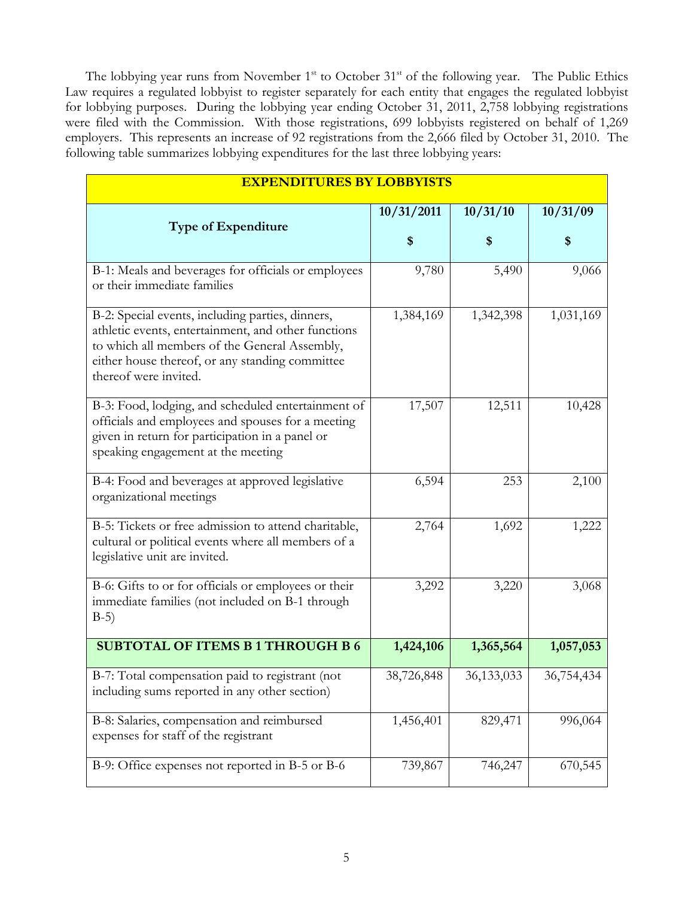The lobbying year runs from November 1[st] to October 31[st] of the following year. The Public Ethics Law requires a regulated lobbyist to register separately for each entity that engages the regulated lobbyist for lobbying purposes. During the lobbying year ending October 31, 2011, 2,758 lobbying registrations were filed with the Commission. With those registrations, 699 lobbyists registered on behalf of 1,269 employers. This represents an increase of 92 registrations from the 2,666 filed by October 31, 2010. The following table summarizes lobbying expenditures for the last three lobbying years:

| **EXPENDITURES BY LOBBYISTS** | | | |
|---|---|---|---|
| **Type of Expenditure** | **10/31/2011** **$** | **10/31/10** **$** | **10/31/09** **$** |
| B-1: Meals and beverages for officials or employees or their immediate families | 9,780 | 5,490 | 9,066 |
| B-2: Special events, including parties, dinners, athletic events, entertainment, and other functions to which all members of the General Assembly, either house thereof, or any standing committee thereof were invited. | 1,384,169 | 1,342,398 | 1,031,169 |
| B-3: Food, lodging, and scheduled entertainment of officials and employees and spouses for a meeting given in return for participation in a panel or speaking engagement at the meeting | 17,507 | 12,511 | 10,428 |
| B-4: Food and beverages at approved legislative organizational meetings | 6,594 | 253 | 2,100 |
| B-5: Tickets or free admission to attend charitable, cultural or political events where all members of a legislative unit are invited. | 2,764 | 1,692 | 1,222 |
| B-6: Gifts to or for officials or employees or their immediate families (not included on B-1 through B-5) | 3,292 | 3,220 | 3,068 |
| **SUBTOTAL OF ITEMS B 1 THROUGH B 6** | **1,424,106** | **1,365,564** | **1,057,053** |
| B-7: Total compensation paid to registrant (not including sums reported in any other section) | 38,726,848 | 36,133,033 | 36,754,434 |
| B-8: Salaries, compensation and reimbursed expenses for staff of the registrant | 1,456,401 | 829,471 | 996,064 |
| B-9: Office expenses not reported in B-5 or B-6 | 739,867 | 746,247 | 670,545 |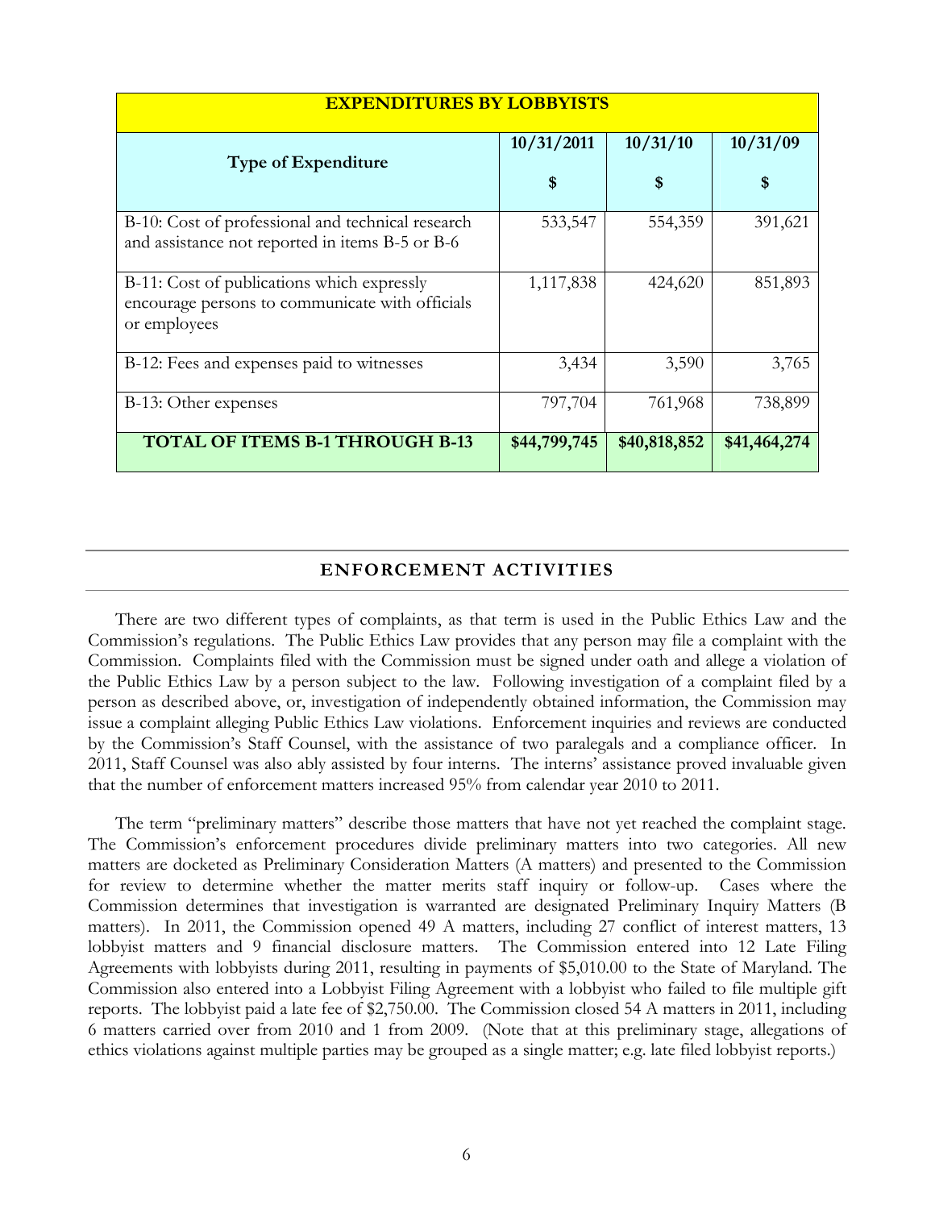| EXPENDITURES BY LOBBYISTS | | | |
|---|---|---|---|
| **Type of Expenditure** | **10/31/2011 $** | **10/31/10 $** | **10/31/09 $** |
| B-10: Cost of professional and technical research and assistance not reported in items B-5 or B-6 | 533,547 | 554,359 | 391,621 |
| B-11: Cost of publications which expressly encourage persons to communicate with officials or employees | 1,117,838 | 424,620 | 851,893 |
| B-12: Fees and expenses paid to witnesses | 3,434 | 3,590 | 3,765 |
| B-13: Other expenses | 797,704 | 761,968 | 738,899 |
| **TOTAL OF ITEMS B-1 THROUGH B-13** | **$44,799,745** | **$40,818,852** | **$41,464,274** |

## ENFORCEMENT ACTIVITIES

There are two different types of complaints, as that term is used in the Public Ethics Law and the Commission's regulations. The Public Ethics Law provides that any person may file a complaint with the Commission. Complaints filed with the Commission must be signed under oath and allege a violation of the Public Ethics Law by a person subject to the law. Following investigation of a complaint filed by a person as described above, or, investigation of independently obtained information, the Commission may issue a complaint alleging Public Ethics Law violations. Enforcement inquiries and reviews are conducted by the Commission's Staff Counsel, with the assistance of two paralegals and a compliance officer. In 2011, Staff Counsel was also ably assisted by four interns. The interns' assistance proved invaluable given that the number of enforcement matters increased 95% from calendar year 2010 to 2011.

The term "preliminary matters" describe those matters that have not yet reached the complaint stage. The Commission's enforcement procedures divide preliminary matters into two categories. All new matters are docketed as Preliminary Consideration Matters (A matters) and presented to the Commission for review to determine whether the matter merits staff inquiry or follow-up. Cases where the Commission determines that investigation is warranted are designated Preliminary Inquiry Matters (B matters). In 2011, the Commission opened 49 A matters, including 27 conflict of interest matters, 13 lobbyist matters and 9 financial disclosure matters. The Commission entered into 12 Late Filing Agreements with lobbyists during 2011, resulting in payments of $5,010.00 to the State of Maryland. The Commission also entered into a Lobbyist Filing Agreement with a lobbyist who failed to file multiple gift reports. The lobbyist paid a late fee of $2,750.00. The Commission closed 54 A matters in 2011, including 6 matters carried over from 2010 and 1 from 2009. (Note that at this preliminary stage, allegations of ethics violations against multiple parties may be grouped as a single matter; e.g. late filed lobbyist reports.)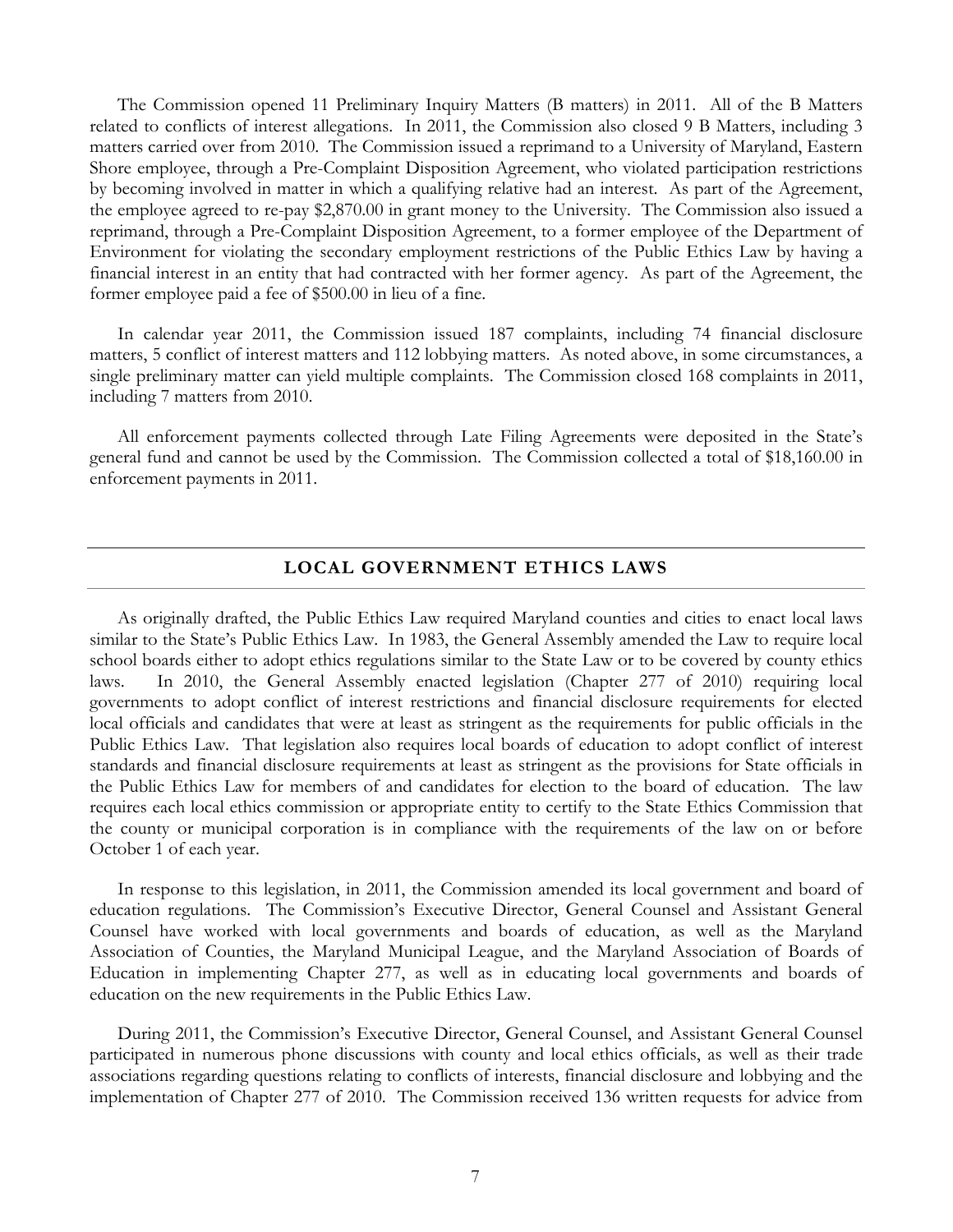The Commission opened 11 Preliminary Inquiry Matters (B matters) in 2011. All of the B Matters related to conflicts of interest allegations. In 2011, the Commission also closed 9 B Matters, including 3 matters carried over from 2010. The Commission issued a reprimand to a University of Maryland, Eastern Shore employee, through a Pre-Complaint Disposition Agreement, who violated participation restrictions by becoming involved in matter in which a qualifying relative had an interest. As part of the Agreement, the employee agreed to re-pay $2,870.00 in grant money to the University. The Commission also issued a reprimand, through a Pre-Complaint Disposition Agreement, to a former employee of the Department of Environment for violating the secondary employment restrictions of the Public Ethics Law by having a financial interest in an entity that had contracted with her former agency. As part of the Agreement, the former employee paid a fee of $500.00 in lieu of a fine.

In calendar year 2011, the Commission issued 187 complaints, including 74 financial disclosure matters, 5 conflict of interest matters and 112 lobbying matters. As noted above, in some circumstances, a single preliminary matter can yield multiple complaints. The Commission closed 168 complaints in 2011, including 7 matters from 2010.

All enforcement payments collected through Late Filing Agreements were deposited in the State's general fund and cannot be used by the Commission. The Commission collected a total of $18,160.00 in enforcement payments in 2011.

## LOCAL GOVERNMENT ETHICS LAWS

As originally drafted, the Public Ethics Law required Maryland counties and cities to enact local laws similar to the State's Public Ethics Law. In 1983, the General Assembly amended the Law to require local school boards either to adopt ethics regulations similar to the State Law or to be covered by county ethics laws. In 2010, the General Assembly enacted legislation (Chapter 277 of 2010) requiring local governments to adopt conflict of interest restrictions and financial disclosure requirements for elected local officials and candidates that were at least as stringent as the requirements for public officials in the Public Ethics Law. That legislation also requires local boards of education to adopt conflict of interest standards and financial disclosure requirements at least as stringent as the provisions for State officials in the Public Ethics Law for members of and candidates for election to the board of education. The law requires each local ethics commission or appropriate entity to certify to the State Ethics Commission that the county or municipal corporation is in compliance with the requirements of the law on or before October 1 of each year.

In response to this legislation, in 2011, the Commission amended its local government and board of education regulations. The Commission's Executive Director, General Counsel and Assistant General Counsel have worked with local governments and boards of education, as well as the Maryland Association of Counties, the Maryland Municipal League, and the Maryland Association of Boards of Education in implementing Chapter 277, as well as in educating local governments and boards of education on the new requirements in the Public Ethics Law.

During 2011, the Commission's Executive Director, General Counsel, and Assistant General Counsel participated in numerous phone discussions with county and local ethics officials, as well as their trade associations regarding questions relating to conflicts of interests, financial disclosure and lobbying and the implementation of Chapter 277 of 2010. The Commission received 136 written requests for advice from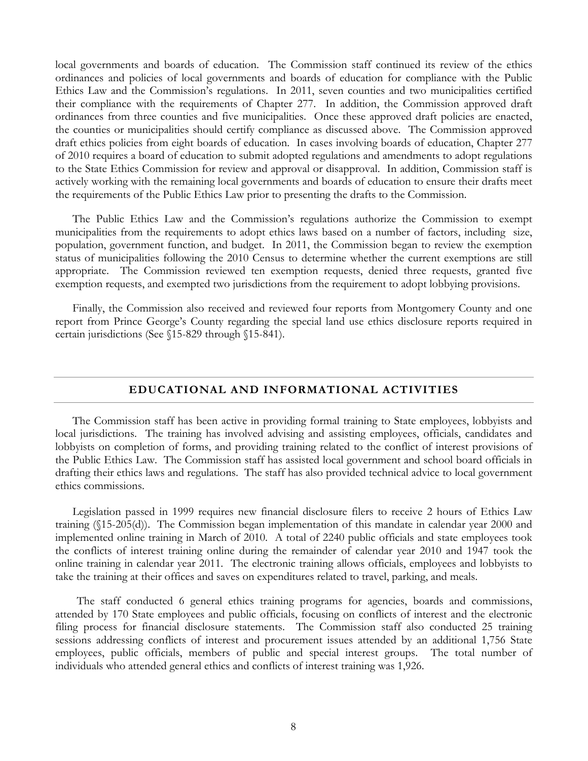local governments and boards of education. The Commission staff continued its review of the ethics ordinances and policies of local governments and boards of education for compliance with the Public Ethics Law and the Commission's regulations. In 2011, seven counties and two municipalities certified their compliance with the requirements of Chapter 277. In addition, the Commission approved draft ordinances from three counties and five municipalities. Once these approved draft policies are enacted, the counties or municipalities should certify compliance as discussed above. The Commission approved draft ethics policies from eight boards of education. In cases involving boards of education, Chapter 277 of 2010 requires a board of education to submit adopted regulations and amendments to adopt regulations to the State Ethics Commission for review and approval or disapproval. In addition, Commission staff is actively working with the remaining local governments and boards of education to ensure their drafts meet the requirements of the Public Ethics Law prior to presenting the drafts to the Commission.

The Public Ethics Law and the Commission's regulations authorize the Commission to exempt municipalities from the requirements to adopt ethics laws based on a number of factors, including size, population, government function, and budget. In 2011, the Commission began to review the exemption status of municipalities following the 2010 Census to determine whether the current exemptions are still appropriate. The Commission reviewed ten exemption requests, denied three requests, granted five exemption requests, and exempted two jurisdictions from the requirement to adopt lobbying provisions.

Finally, the Commission also received and reviewed four reports from Montgomery County and one report from Prince George's County regarding the special land use ethics disclosure reports required in certain jurisdictions (See §15-829 through §15-841).

## EDUCATIONAL AND INFORMATIONAL ACTIVITIES

The Commission staff has been active in providing formal training to State employees, lobbyists and local jurisdictions. The training has involved advising and assisting employees, officials, candidates and lobbyists on completion of forms, and providing training related to the conflict of interest provisions of the Public Ethics Law. The Commission staff has assisted local government and school board officials in drafting their ethics laws and regulations. The staff has also provided technical advice to local government ethics commissions.

Legislation passed in 1999 requires new financial disclosure filers to receive 2 hours of Ethics Law training (§15-205(d)). The Commission began implementation of this mandate in calendar year 2000 and implemented online training in March of 2010. A total of 2240 public officials and state employees took the conflicts of interest training online during the remainder of calendar year 2010 and 1947 took the online training in calendar year 2011. The electronic training allows officials, employees and lobbyists to take the training at their offices and saves on expenditures related to travel, parking, and meals.

The staff conducted 6 general ethics training programs for agencies, boards and commissions, attended by 170 State employees and public officials, focusing on conflicts of interest and the electronic filing process for financial disclosure statements. The Commission staff also conducted 25 training sessions addressing conflicts of interest and procurement issues attended by an additional 1,756 State employees, public officials, members of public and special interest groups. The total number of individuals who attended general ethics and conflicts of interest training was 1,926.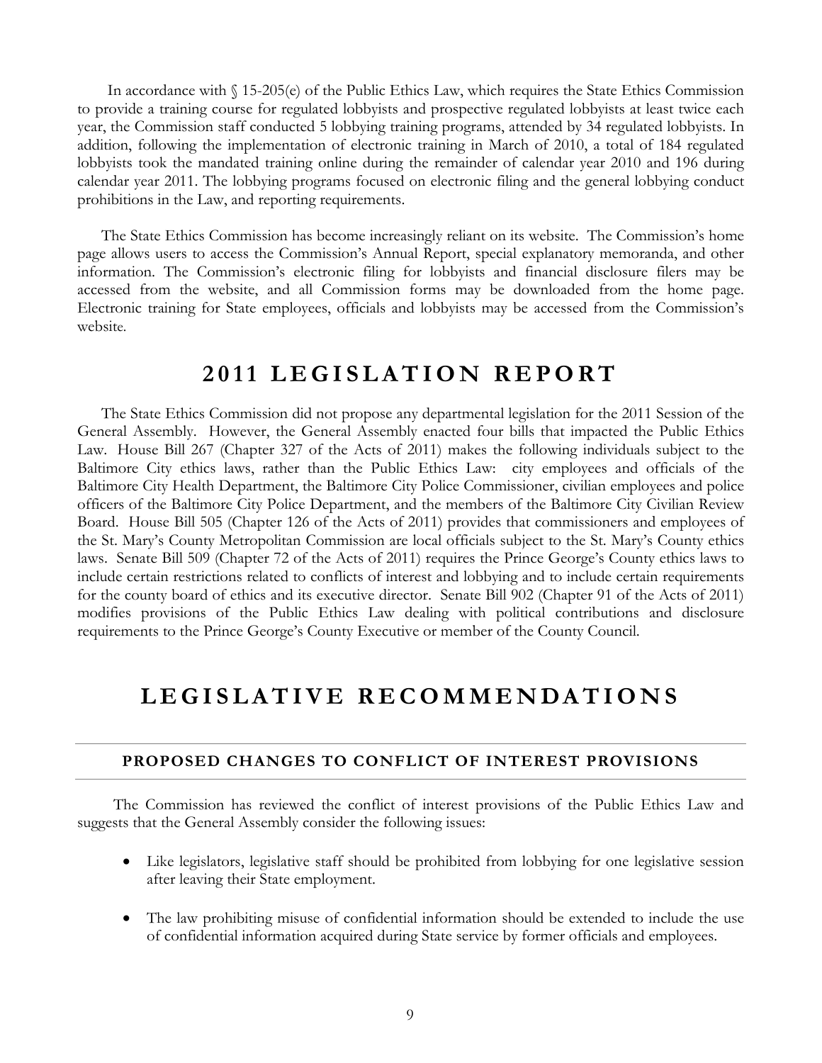In accordance with § 15-205(e) of the Public Ethics Law, which requires the State Ethics Commission to provide a training course for regulated lobbyists and prospective regulated lobbyists at least twice each year, the Commission staff conducted 5 lobbying training programs, attended by 34 regulated lobbyists. In addition, following the implementation of electronic training in March of 2010, a total of 184 regulated lobbyists took the mandated training online during the remainder of calendar year 2010 and 196 during calendar year 2011. The lobbying programs focused on electronic filing and the general lobbying conduct prohibitions in the Law, and reporting requirements.

The State Ethics Commission has become increasingly reliant on its website. The Commission's home page allows users to access the Commission's Annual Report, special explanatory memoranda, and other information. The Commission's electronic filing for lobbyists and financial disclosure filers may be accessed from the website, and all Commission forms may be downloaded from the home page. Electronic training for State employees, officials and lobbyists may be accessed from the Commission's website.

# 2011 LEGISLATION REPORT

The State Ethics Commission did not propose any departmental legislation for the 2011 Session of the General Assembly. However, the General Assembly enacted four bills that impacted the Public Ethics Law. House Bill 267 (Chapter 327 of the Acts of 2011) makes the following individuals subject to the Baltimore City ethics laws, rather than the Public Ethics Law: city employees and officials of the Baltimore City Health Department, the Baltimore City Police Commissioner, civilian employees and police officers of the Baltimore City Police Department, and the members of the Baltimore City Civilian Review Board. House Bill 505 (Chapter 126 of the Acts of 2011) provides that commissioners and employees of the St. Mary's County Metropolitan Commission are local officials subject to the St. Mary's County ethics laws. Senate Bill 509 (Chapter 72 of the Acts of 2011) requires the Prince George's County ethics laws to include certain restrictions related to conflicts of interest and lobbying and to include certain requirements for the county board of ethics and its executive director. Senate Bill 902 (Chapter 91 of the Acts of 2011) modifies provisions of the Public Ethics Law dealing with political contributions and disclosure requirements to the Prince George's County Executive or member of the County Council.

# LEGISLATIVE RECOMMENDATIONS

## PROPOSED CHANGES TO CONFLICT OF INTEREST PROVISIONS

The Commission has reviewed the conflict of interest provisions of the Public Ethics Law and suggests that the General Assembly consider the following issues:

- Like legislators, legislative staff should be prohibited from lobbying for one legislative session after leaving their State employment.

- The law prohibiting misuse of confidential information should be extended to include the use of confidential information acquired during State service by former officials and employees.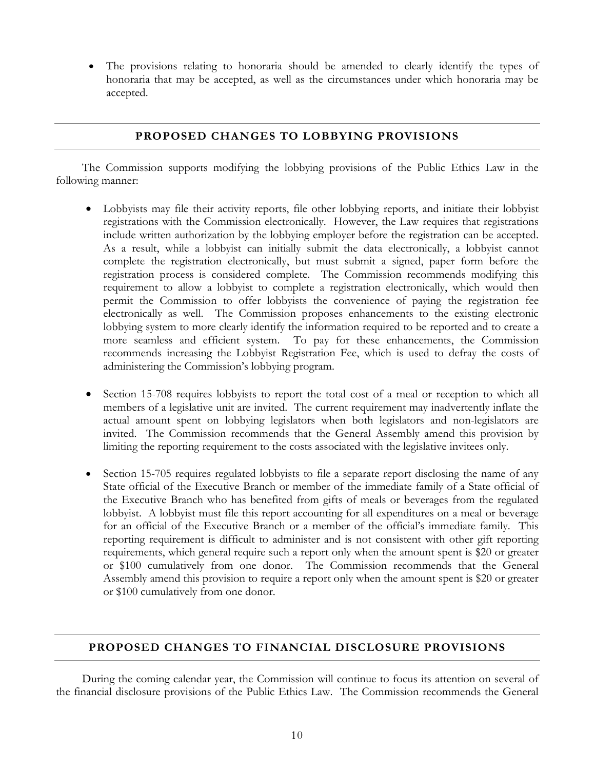- The provisions relating to honoraria should be amended to clearly identify the types of honoraria that may be accepted, as well as the circumstances under which honoraria may be accepted.

## PROPOSED CHANGES TO LOBBYING PROVISIONS

The Commission supports modifying the lobbying provisions of the Public Ethics Law in the following manner:

- Lobbyists may file their activity reports, file other lobbying reports, and initiate their lobbyist registrations with the Commission electronically. However, the Law requires that registrations include written authorization by the lobbying employer before the registration can be accepted. As a result, while a lobbyist can initially submit the data electronically, a lobbyist cannot complete the registration electronically, but must submit a signed, paper form before the registration process is considered complete. The Commission recommends modifying this requirement to allow a lobbyist to complete a registration electronically, which would then permit the Commission to offer lobbyists the convenience of paying the registration fee electronically as well. The Commission proposes enhancements to the existing electronic lobbying system to more clearly identify the information required to be reported and to create a more seamless and efficient system. To pay for these enhancements, the Commission recommends increasing the Lobbyist Registration Fee, which is used to defray the costs of administering the Commission's lobbying program.

- Section 15-708 requires lobbyists to report the total cost of a meal or reception to which all members of a legislative unit are invited. The current requirement may inadvertently inflate the actual amount spent on lobbying legislators when both legislators and non-legislators are invited. The Commission recommends that the General Assembly amend this provision by limiting the reporting requirement to the costs associated with the legislative invitees only.

- Section 15-705 requires regulated lobbyists to file a separate report disclosing the name of any State official of the Executive Branch or member of the immediate family of a State official of the Executive Branch who has benefited from gifts of meals or beverages from the regulated lobbyist. A lobbyist must file this report accounting for all expenditures on a meal or beverage for an official of the Executive Branch or a member of the official's immediate family. This reporting requirement is difficult to administer and is not consistent with other gift reporting requirements, which general require such a report only when the amount spent is $20 or greater or $100 cumulatively from one donor. The Commission recommends that the General Assembly amend this provision to require a report only when the amount spent is $20 or greater or $100 cumulatively from one donor.

## PROPOSED CHANGES TO FINANCIAL DISCLOSURE PROVISIONS

During the coming calendar year, the Commission will continue to focus its attention on several of the financial disclosure provisions of the Public Ethics Law. The Commission recommends the General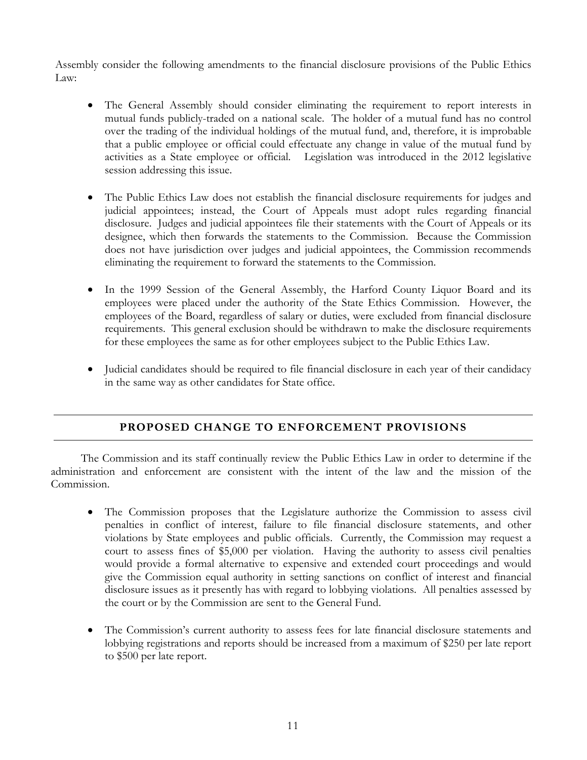Assembly consider the following amendments to the financial disclosure provisions of the Public Ethics Law:

- The General Assembly should consider eliminating the requirement to report interests in mutual funds publicly-traded on a national scale. The holder of a mutual fund has no control over the trading of the individual holdings of the mutual fund, and, therefore, it is improbable that a public employee or official could effectuate any change in value of the mutual fund by activities as a State employee or official. Legislation was introduced in the 2012 legislative session addressing this issue.

- The Public Ethics Law does not establish the financial disclosure requirements for judges and judicial appointees; instead, the Court of Appeals must adopt rules regarding financial disclosure. Judges and judicial appointees file their statements with the Court of Appeals or its designee, which then forwards the statements to the Commission. Because the Commission does not have jurisdiction over judges and judicial appointees, the Commission recommends eliminating the requirement to forward the statements to the Commission.

- In the 1999 Session of the General Assembly, the Harford County Liquor Board and its employees were placed under the authority of the State Ethics Commission. However, the employees of the Board, regardless of salary or duties, were excluded from financial disclosure requirements. This general exclusion should be withdrawn to make the disclosure requirements for these employees the same as for other employees subject to the Public Ethics Law.

- Judicial candidates should be required to file financial disclosure in each year of their candidacy in the same way as other candidates for State office.

## PROPOSED CHANGE TO ENFORCEMENT PROVISIONS

The Commission and its staff continually review the Public Ethics Law in order to determine if the administration and enforcement are consistent with the intent of the law and the mission of the Commission.

- The Commission proposes that the Legislature authorize the Commission to assess civil penalties in conflict of interest, failure to file financial disclosure statements, and other violations by State employees and public officials. Currently, the Commission may request a court to assess fines of $5,000 per violation. Having the authority to assess civil penalties would provide a formal alternative to expensive and extended court proceedings and would give the Commission equal authority in setting sanctions on conflict of interest and financial disclosure issues as it presently has with regard to lobbying violations. All penalties assessed by the court or by the Commission are sent to the General Fund.

- The Commission's current authority to assess fees for late financial disclosure statements and lobbying registrations and reports should be increased from a maximum of $250 per late report to $500 per late report.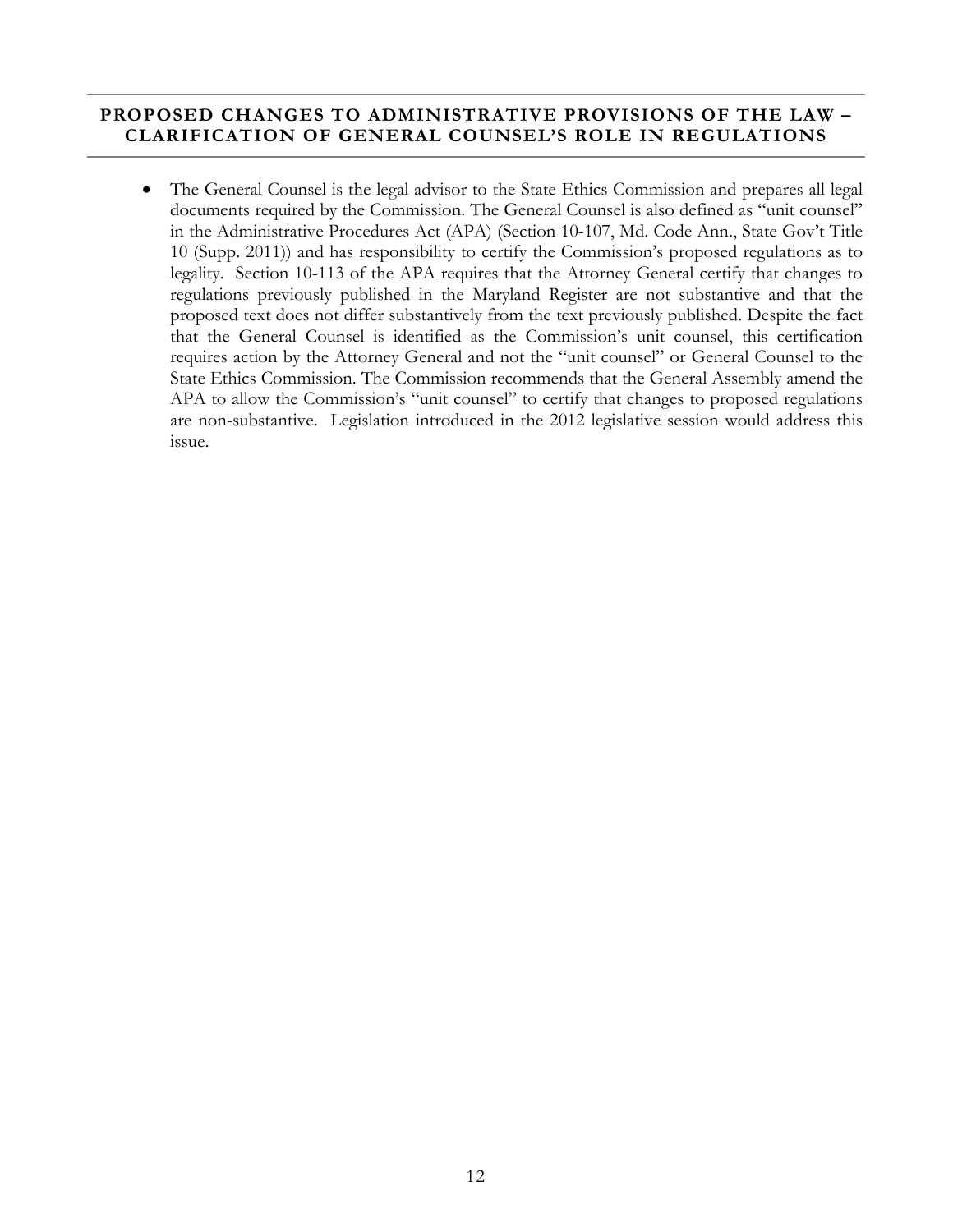## PROPOSED CHANGES TO ADMINISTRATIVE PROVISIONS OF THE LAW – CLARIFICATION OF GENERAL COUNSEL'S ROLE IN REGULATIONS

- The General Counsel is the legal advisor to the State Ethics Commission and prepares all legal documents required by the Commission. The General Counsel is also defined as "unit counsel" in the Administrative Procedures Act (APA) (Section 10-107, Md. Code Ann., State Gov't Title 10 (Supp. 2011)) and has responsibility to certify the Commission's proposed regulations as to legality. Section 10-113 of the APA requires that the Attorney General certify that changes to regulations previously published in the Maryland Register are not substantive and that the proposed text does not differ substantively from the text previously published. Despite the fact that the General Counsel is identified as the Commission's unit counsel, this certification requires action by the Attorney General and not the "unit counsel" or General Counsel to the State Ethics Commission. The Commission recommends that the General Assembly amend the APA to allow the Commission's "unit counsel" to certify that changes to proposed regulations are non-substantive. Legislation introduced in the 2012 legislative session would address this issue.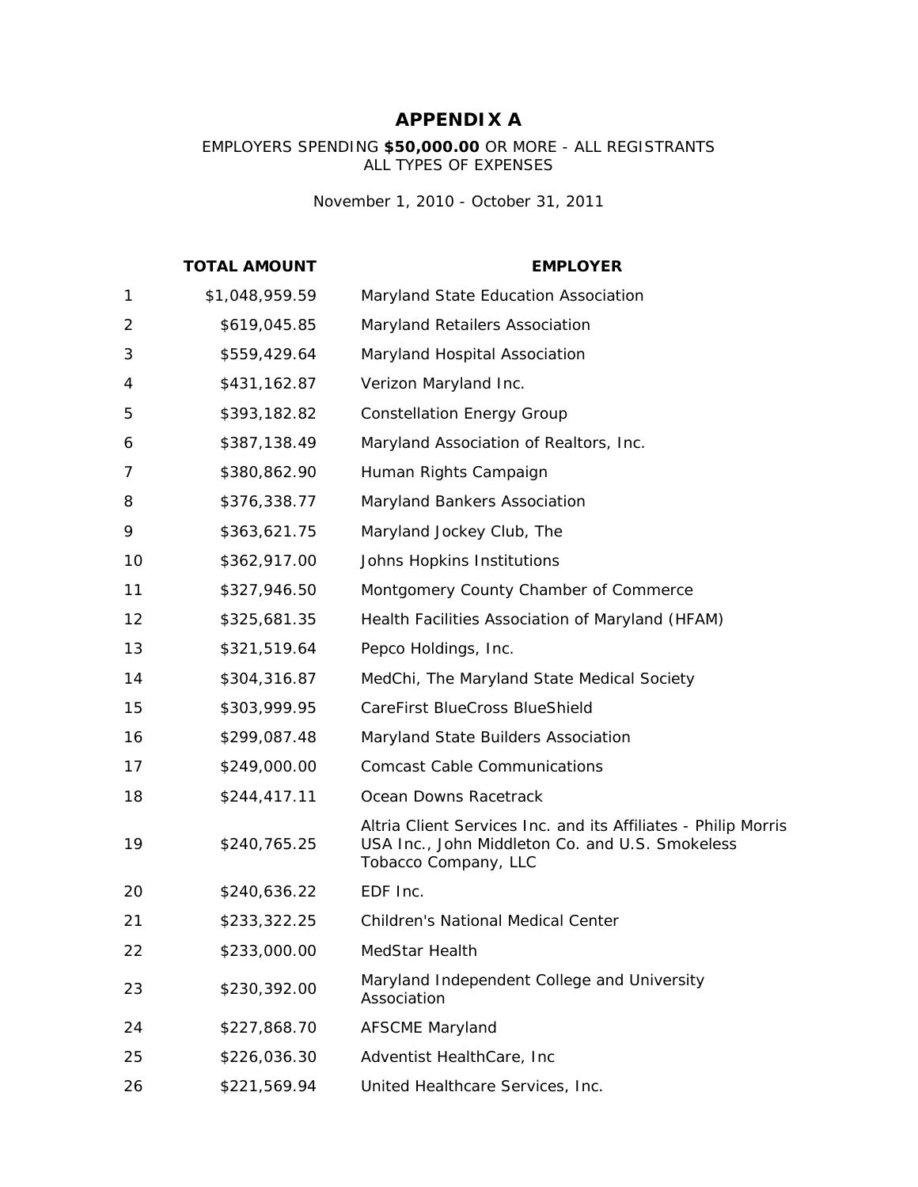# APPENDIX A

EMPLOYERS SPENDING **$50,000.00** OR MORE - ALL REGISTRANTS
ALL TYPES OF EXPENSES

November 1, 2010 - October 31, 2011

| | TOTAL AMOUNT | EMPLOYER |
|---|---|---|
| 1 | $1,048,959.59 | Maryland State Education Association |
| 2 | $619,045.85 | Maryland Retailers Association |
| 3 | $559,429.64 | Maryland Hospital Association |
| 4 | $431,162.87 | Verizon Maryland Inc. |
| 5 | $393,182.82 | Constellation Energy Group |
| 6 | $387,138.49 | Maryland Association of Realtors, Inc. |
| 7 | $380,862.90 | Human Rights Campaign |
| 8 | $376,338.77 | Maryland Bankers Association |
| 9 | $363,621.75 | Maryland Jockey Club, The |
| 10 | $362,917.00 | Johns Hopkins Institutions |
| 11 | $327,946.50 | Montgomery County Chamber of Commerce |
| 12 | $325,681.35 | Health Facilities Association of Maryland (HFAM) |
| 13 | $321,519.64 | Pepco Holdings, Inc. |
| 14 | $304,316.87 | MedChi, The Maryland State Medical Society |
| 15 | $303,999.95 | CareFirst BlueCross BlueShield |
| 16 | $299,087.48 | Maryland State Builders Association |
| 17 | $249,000.00 | Comcast Cable Communications |
| 18 | $244,417.11 | Ocean Downs Racetrack |
| 19 | $240,765.25 | Altria Client Services Inc. and its Affiliates - Philip Morris USA Inc., John Middleton Co. and U.S. Smokeless Tobacco Company, LLC |
| 20 | $240,636.22 | EDF Inc. |
| 21 | $233,322.25 | Children's National Medical Center |
| 22 | $233,000.00 | MedStar Health |
| 23 | $230,392.00 | Maryland Independent College and University Association |
| 24 | $227,868.70 | AFSCME Maryland |
| 25 | $226,036.30 | Adventist HealthCare, Inc |
| 26 | $221,569.94 | United Healthcare Services, Inc. |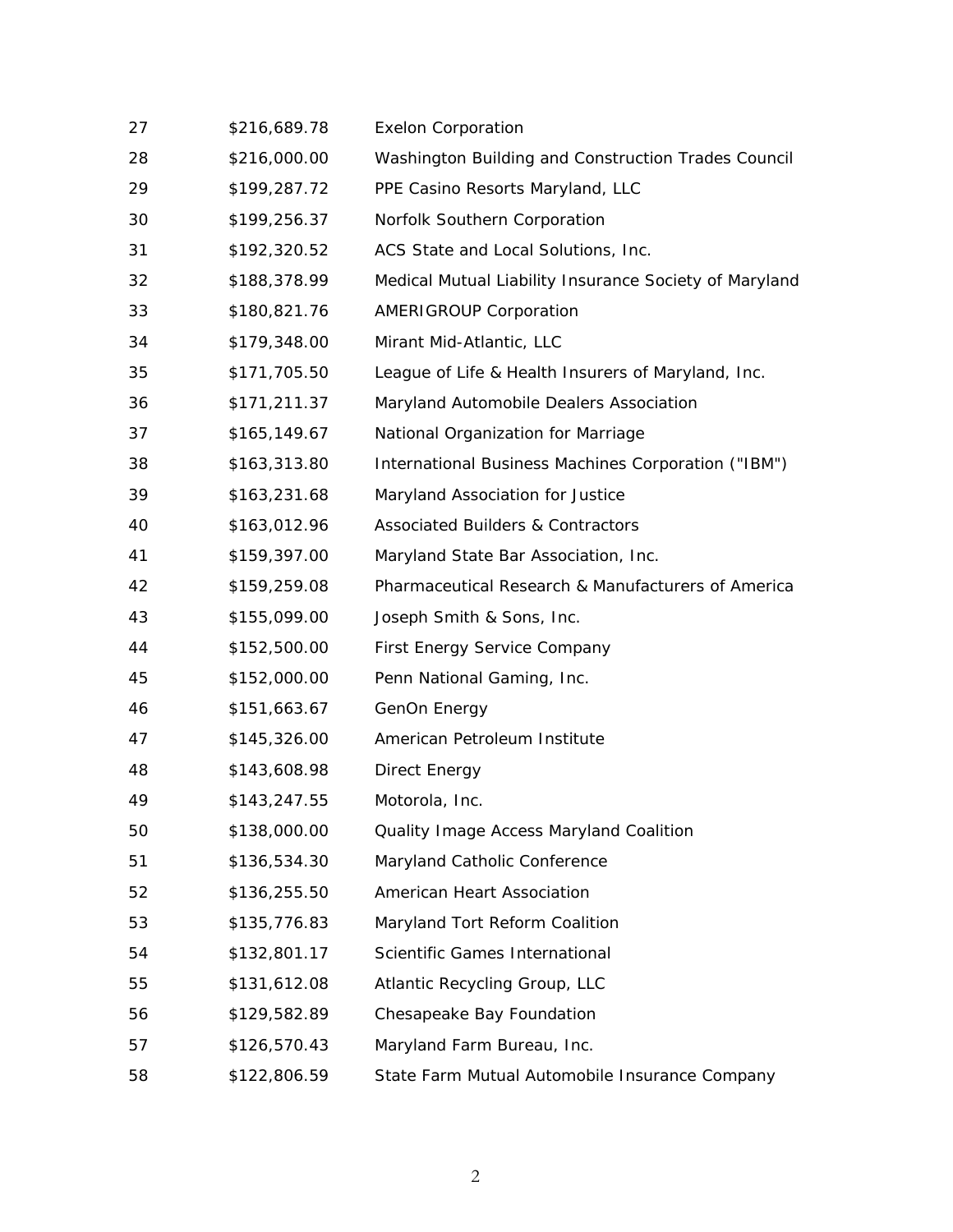| | | |
|---|---|---|
| 27 | $216,689.78 | Exelon Corporation |
| 28 | $216,000.00 | Washington Building and Construction Trades Council |
| 29 | $199,287.72 | PPE Casino Resorts Maryland, LLC |
| 30 | $199,256.37 | Norfolk Southern Corporation |
| 31 | $192,320.52 | ACS State and Local Solutions, Inc. |
| 32 | $188,378.99 | Medical Mutual Liability Insurance Society of Maryland |
| 33 | $180,821.76 | AMERIGROUP Corporation |
| 34 | $179,348.00 | Mirant Mid-Atlantic, LLC |
| 35 | $171,705.50 | League of Life & Health Insurers of Maryland, Inc. |
| 36 | $171,211.37 | Maryland Automobile Dealers Association |
| 37 | $165,149.67 | National Organization for Marriage |
| 38 | $163,313.80 | International Business Machines Corporation ("IBM") |
| 39 | $163,231.68 | Maryland Association for Justice |
| 40 | $163,012.96 | Associated Builders & Contractors |
| 41 | $159,397.00 | Maryland State Bar Association, Inc. |
| 42 | $159,259.08 | Pharmaceutical Research & Manufacturers of America |
| 43 | $155,099.00 | Joseph Smith & Sons, Inc. |
| 44 | $152,500.00 | First Energy Service Company |
| 45 | $152,000.00 | Penn National Gaming, Inc. |
| 46 | $151,663.67 | GenOn Energy |
| 47 | $145,326.00 | American Petroleum Institute |
| 48 | $143,608.98 | Direct Energy |
| 49 | $143,247.55 | Motorola, Inc. |
| 50 | $138,000.00 | Quality Image Access Maryland Coalition |
| 51 | $136,534.30 | Maryland Catholic Conference |
| 52 | $136,255.50 | American Heart Association |
| 53 | $135,776.83 | Maryland Tort Reform Coalition |
| 54 | $132,801.17 | Scientific Games International |
| 55 | $131,612.08 | Atlantic Recycling Group, LLC |
| 56 | $129,582.89 | Chesapeake Bay Foundation |
| 57 | $126,570.43 | Maryland Farm Bureau, Inc. |
| 58 | $122,806.59 | State Farm Mutual Automobile Insurance Company |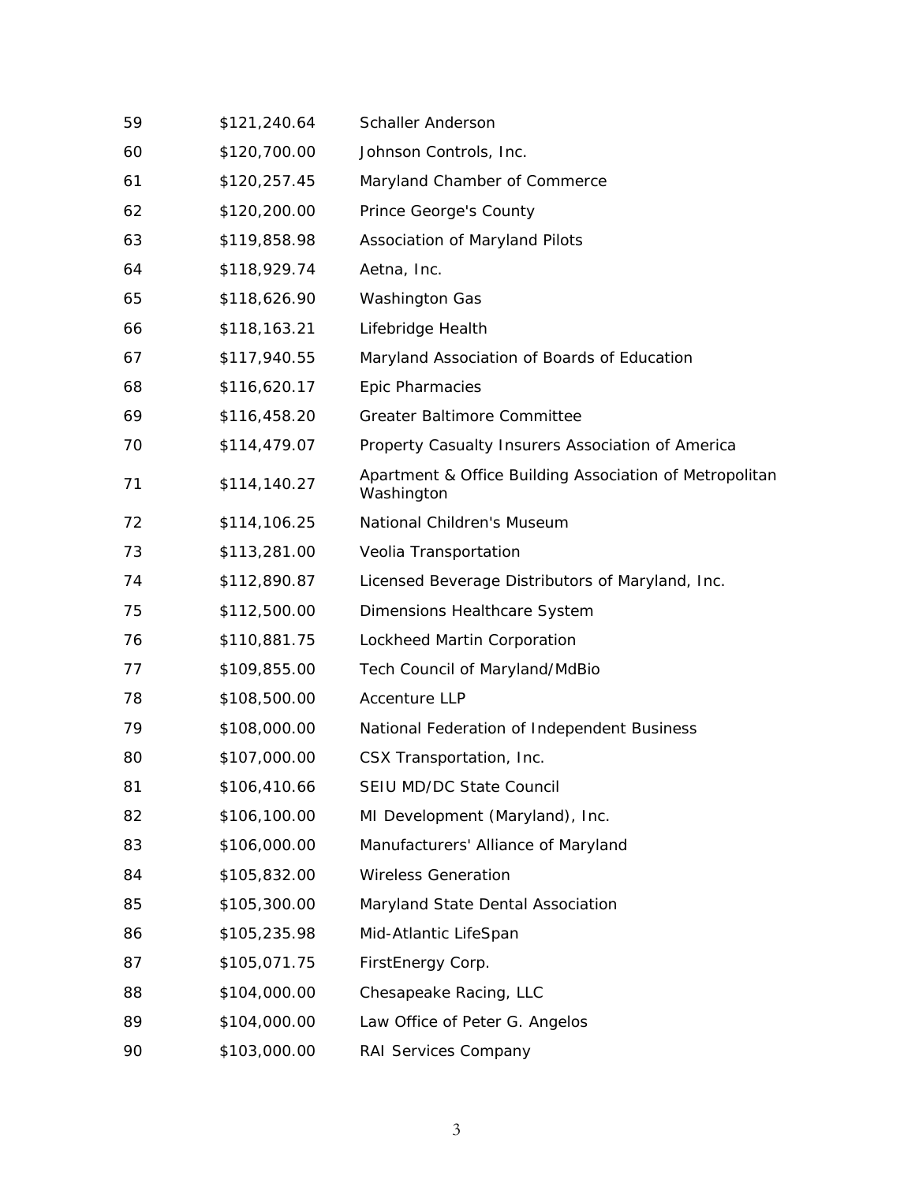| | | |
|---|---|---|
| 59 | $121,240.64 | Schaller Anderson |
| 60 | $120,700.00 | Johnson Controls, Inc. |
| 61 | $120,257.45 | Maryland Chamber of Commerce |
| 62 | $120,200.00 | Prince George's County |
| 63 | $119,858.98 | Association of Maryland Pilots |
| 64 | $118,929.74 | Aetna, Inc. |
| 65 | $118,626.90 | Washington Gas |
| 66 | $118,163.21 | Lifebridge Health |
| 67 | $117,940.55 | Maryland Association of Boards of Education |
| 68 | $116,620.17 | Epic Pharmacies |
| 69 | $116,458.20 | Greater Baltimore Committee |
| 70 | $114,479.07 | Property Casualty Insurers Association of America |
| 71 | $114,140.27 | Apartment & Office Building Association of Metropolitan Washington |
| 72 | $114,106.25 | National Children's Museum |
| 73 | $113,281.00 | Veolia Transportation |
| 74 | $112,890.87 | Licensed Beverage Distributors of Maryland, Inc. |
| 75 | $112,500.00 | Dimensions Healthcare System |
| 76 | $110,881.75 | Lockheed Martin Corporation |
| 77 | $109,855.00 | Tech Council of Maryland/MdBio |
| 78 | $108,500.00 | Accenture LLP |
| 79 | $108,000.00 | National Federation of Independent Business |
| 80 | $107,000.00 | CSX Transportation, Inc. |
| 81 | $106,410.66 | SEIU MD/DC State Council |
| 82 | $106,100.00 | MI Development (Maryland), Inc. |
| 83 | $106,000.00 | Manufacturers' Alliance of Maryland |
| 84 | $105,832.00 | Wireless Generation |
| 85 | $105,300.00 | Maryland State Dental Association |
| 86 | $105,235.98 | Mid-Atlantic LifeSpan |
| 87 | $105,071.75 | FirstEnergy Corp. |
| 88 | $104,000.00 | Chesapeake Racing, LLC |
| 89 | $104,000.00 | Law Office of Peter G. Angelos |
| 90 | $103,000.00 | RAI Services Company |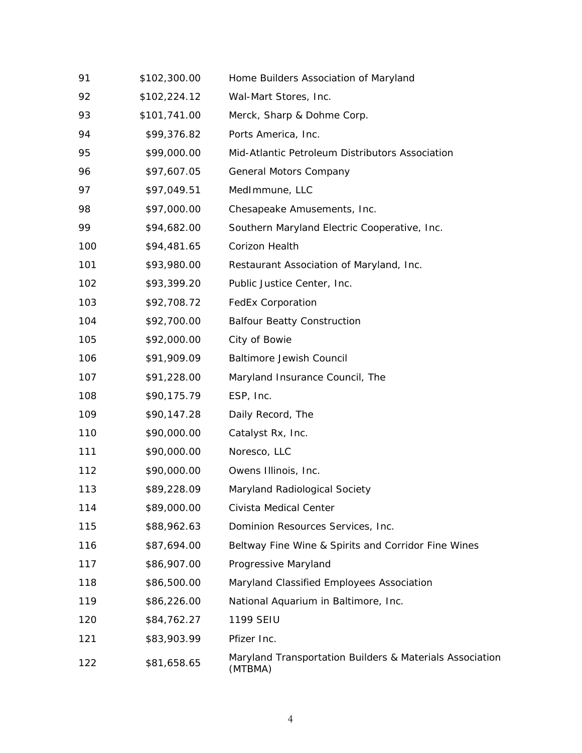| | | |
|---|---|---|
| 91 | $102,300.00 | Home Builders Association of Maryland |
| 92 | $102,224.12 | Wal-Mart Stores, Inc. |
| 93 | $101,741.00 | Merck, Sharp & Dohme Corp. |
| 94 | $99,376.82 | Ports America, Inc. |
| 95 | $99,000.00 | Mid-Atlantic Petroleum Distributors Association |
| 96 | $97,607.05 | General Motors Company |
| 97 | $97,049.51 | MedImmune, LLC |
| 98 | $97,000.00 | Chesapeake Amusements, Inc. |
| 99 | $94,682.00 | Southern Maryland Electric Cooperative, Inc. |
| 100 | $94,481.65 | Corizon Health |
| 101 | $93,980.00 | Restaurant Association of Maryland, Inc. |
| 102 | $93,399.20 | Public Justice Center, Inc. |
| 103 | $92,708.72 | FedEx Corporation |
| 104 | $92,700.00 | Balfour Beatty Construction |
| 105 | $92,000.00 | City of Bowie |
| 106 | $91,909.09 | Baltimore Jewish Council |
| 107 | $91,228.00 | Maryland Insurance Council, The |
| 108 | $90,175.79 | ESP, Inc. |
| 109 | $90,147.28 | Daily Record, The |
| 110 | $90,000.00 | Catalyst Rx, Inc. |
| 111 | $90,000.00 | Noresco, LLC |
| 112 | $90,000.00 | Owens Illinois, Inc. |
| 113 | $89,228.09 | Maryland Radiological Society |
| 114 | $89,000.00 | Civista Medical Center |
| 115 | $88,962.63 | Dominion Resources Services, Inc. |
| 116 | $87,694.00 | Beltway Fine Wine & Spirits and Corridor Fine Wines |
| 117 | $86,907.00 | Progressive Maryland |
| 118 | $86,500.00 | Maryland Classified Employees Association |
| 119 | $86,226.00 | National Aquarium in Baltimore, Inc. |
| 120 | $84,762.27 | 1199 SEIU |
| 121 | $83,903.99 | Pfizer Inc. |
| 122 | $81,658.65 | Maryland Transportation Builders & Materials Association (MTBMA) |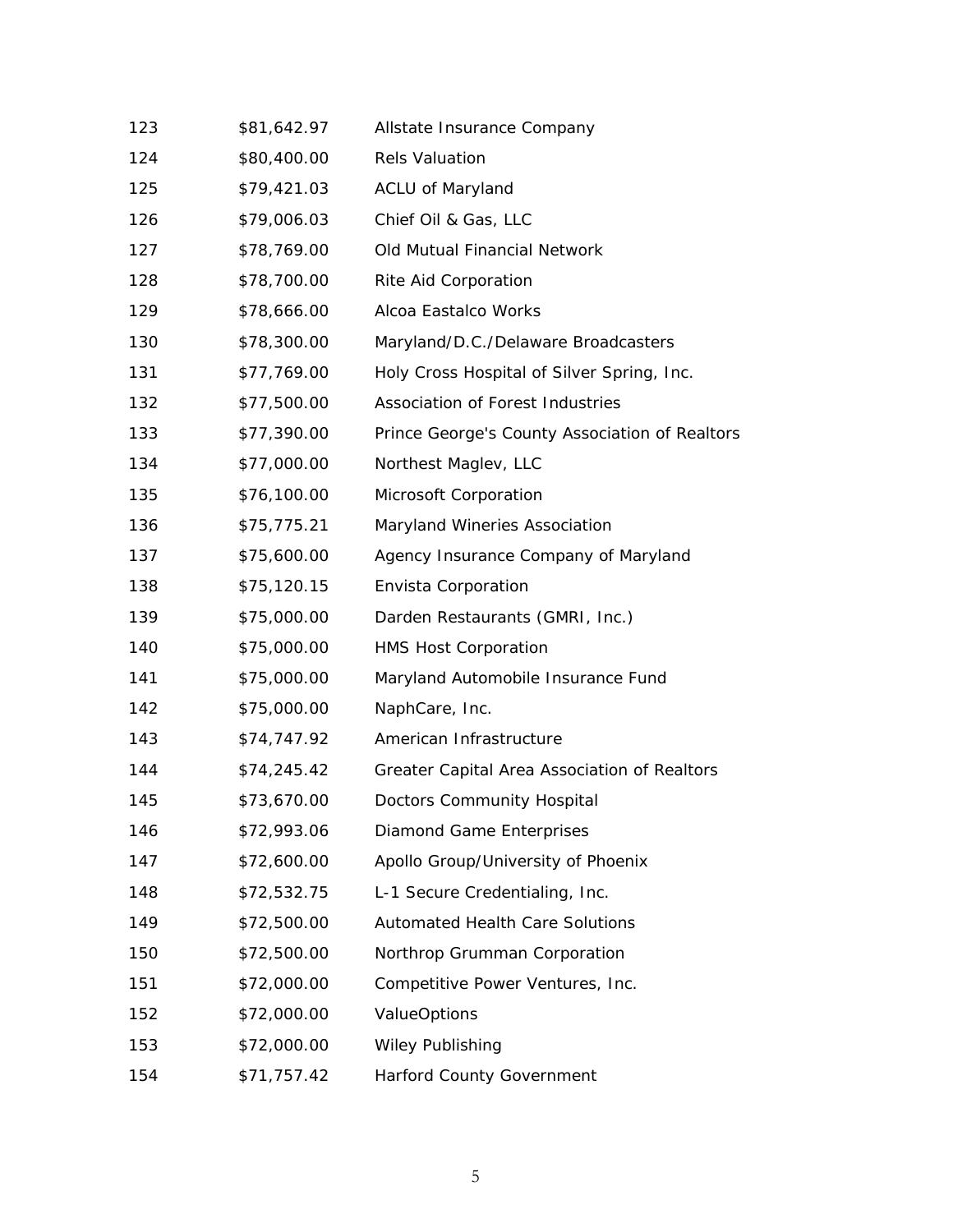| | | |
|---|---|---|
| 123 | $81,642.97 | Allstate Insurance Company |
| 124 | $80,400.00 | Rels Valuation |
| 125 | $79,421.03 | ACLU of Maryland |
| 126 | $79,006.03 | Chief Oil & Gas, LLC |
| 127 | $78,769.00 | Old Mutual Financial Network |
| 128 | $78,700.00 | Rite Aid Corporation |
| 129 | $78,666.00 | Alcoa Eastalco Works |
| 130 | $78,300.00 | Maryland/D.C./Delaware Broadcasters |
| 131 | $77,769.00 | Holy Cross Hospital of Silver Spring, Inc. |
| 132 | $77,500.00 | Association of Forest Industries |
| 133 | $77,390.00 | Prince George's County Association of Realtors |
| 134 | $77,000.00 | Northest Maglev, LLC |
| 135 | $76,100.00 | Microsoft Corporation |
| 136 | $75,775.21 | Maryland Wineries Association |
| 137 | $75,600.00 | Agency Insurance Company of Maryland |
| 138 | $75,120.15 | Envista Corporation |
| 139 | $75,000.00 | Darden Restaurants (GMRI, Inc.) |
| 140 | $75,000.00 | HMS Host Corporation |
| 141 | $75,000.00 | Maryland Automobile Insurance Fund |
| 142 | $75,000.00 | NaphCare, Inc. |
| 143 | $74,747.92 | American Infrastructure |
| 144 | $74,245.42 | Greater Capital Area Association of Realtors |
| 145 | $73,670.00 | Doctors Community Hospital |
| 146 | $72,993.06 | Diamond Game Enterprises |
| 147 | $72,600.00 | Apollo Group/University of Phoenix |
| 148 | $72,532.75 | L-1 Secure Credentialing, Inc. |
| 149 | $72,500.00 | Automated Health Care Solutions |
| 150 | $72,500.00 | Northrop Grumman Corporation |
| 151 | $72,000.00 | Competitive Power Ventures, Inc. |
| 152 | $72,000.00 | ValueOptions |
| 153 | $72,000.00 | Wiley Publishing |
| 154 | $71,757.42 | Harford County Government |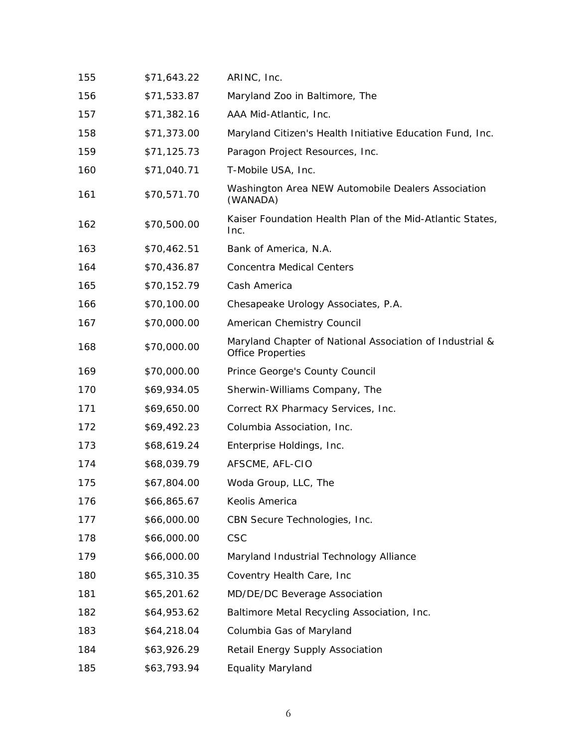| | | |
|---|---|---|
| 155 | $71,643.22 | ARINC, Inc. |
| 156 | $71,533.87 | Maryland Zoo in Baltimore, The |
| 157 | $71,382.16 | AAA Mid-Atlantic, Inc. |
| 158 | $71,373.00 | Maryland Citizen's Health Initiative Education Fund, Inc. |
| 159 | $71,125.73 | Paragon Project Resources, Inc. |
| 160 | $71,040.71 | T-Mobile USA, Inc. |
| 161 | $70,571.70 | Washington Area NEW Automobile Dealers Association (WANADA) |
| 162 | $70,500.00 | Kaiser Foundation Health Plan of the Mid-Atlantic States, Inc. |
| 163 | $70,462.51 | Bank of America, N.A. |
| 164 | $70,436.87 | Concentra Medical Centers |
| 165 | $70,152.79 | Cash America |
| 166 | $70,100.00 | Chesapeake Urology Associates, P.A. |
| 167 | $70,000.00 | American Chemistry Council |
| 168 | $70,000.00 | Maryland Chapter of National Association of Industrial & Office Properties |
| 169 | $70,000.00 | Prince George's County Council |
| 170 | $69,934.05 | Sherwin-Williams Company, The |
| 171 | $69,650.00 | Correct RX Pharmacy Services, Inc. |
| 172 | $69,492.23 | Columbia Association, Inc. |
| 173 | $68,619.24 | Enterprise Holdings, Inc. |
| 174 | $68,039.79 | AFSCME, AFL-CIO |
| 175 | $67,804.00 | Woda Group, LLC, The |
| 176 | $66,865.67 | Keolis America |
| 177 | $66,000.00 | CBN Secure Technologies, Inc. |
| 178 | $66,000.00 | CSC |
| 179 | $66,000.00 | Maryland Industrial Technology Alliance |
| 180 | $65,310.35 | Coventry Health Care, Inc |
| 181 | $65,201.62 | MD/DE/DC Beverage Association |
| 182 | $64,953.62 | Baltimore Metal Recycling Association, Inc. |
| 183 | $64,218.04 | Columbia Gas of Maryland |
| 184 | $63,926.29 | Retail Energy Supply Association |
| 185 | $63,793.94 | Equality Maryland |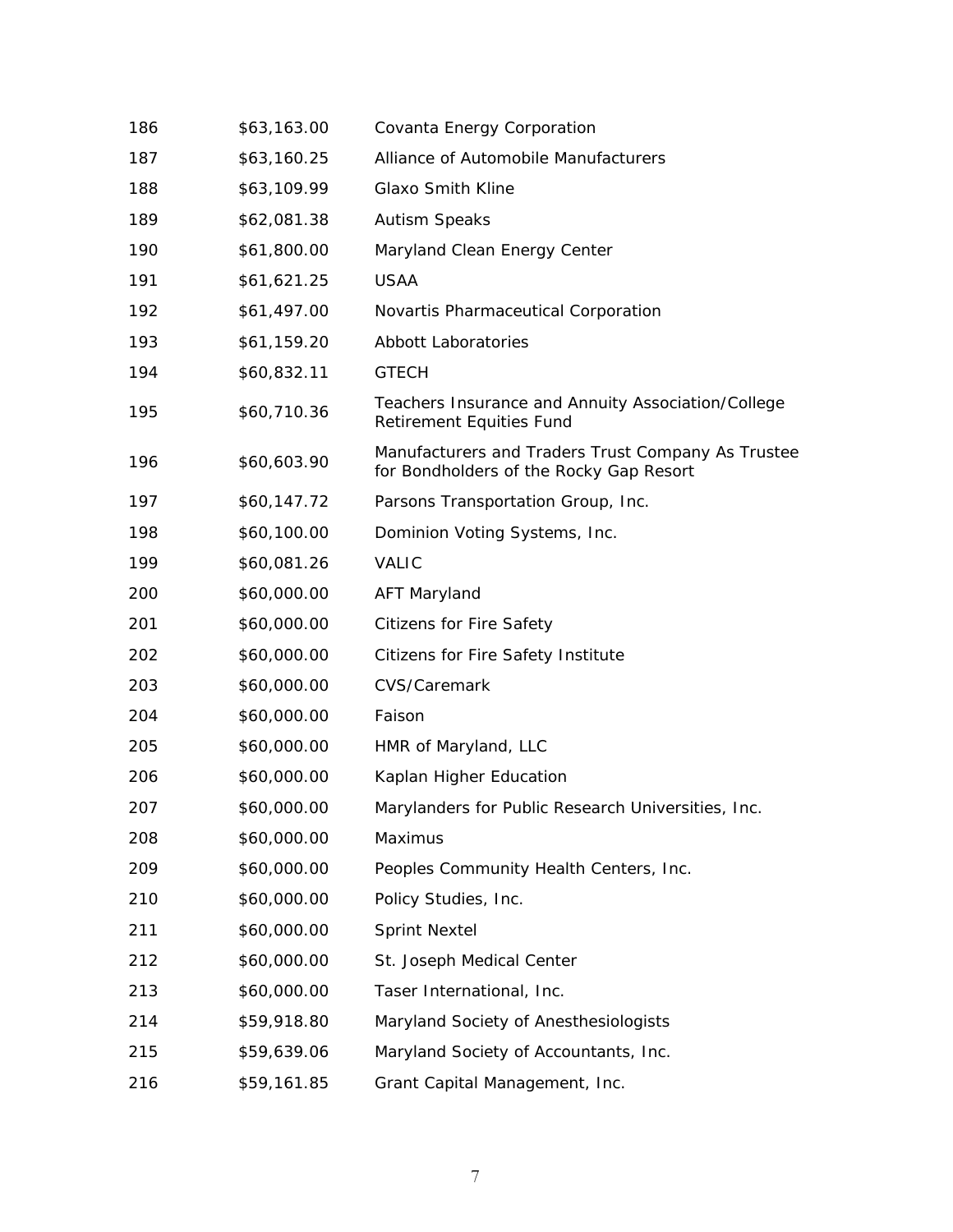| | | |
|---|---|---|
| 186 | $63,163.00 | Covanta Energy Corporation |
| 187 | $63,160.25 | Alliance of Automobile Manufacturers |
| 188 | $63,109.99 | Glaxo Smith Kline |
| 189 | $62,081.38 | Autism Speaks |
| 190 | $61,800.00 | Maryland Clean Energy Center |
| 191 | $61,621.25 | USAA |
| 192 | $61,497.00 | Novartis Pharmaceutical Corporation |
| 193 | $61,159.20 | Abbott Laboratories |
| 194 | $60,832.11 | GTECH |
| 195 | $60,710.36 | Teachers Insurance and Annuity Association/College Retirement Equities Fund |
| 196 | $60,603.90 | Manufacturers and Traders Trust Company As Trustee for Bondholders of the Rocky Gap Resort |
| 197 | $60,147.72 | Parsons Transportation Group, Inc. |
| 198 | $60,100.00 | Dominion Voting Systems, Inc. |
| 199 | $60,081.26 | VALIC |
| 200 | $60,000.00 | AFT Maryland |
| 201 | $60,000.00 | Citizens for Fire Safety |
| 202 | $60,000.00 | Citizens for Fire Safety Institute |
| 203 | $60,000.00 | CVS/Caremark |
| 204 | $60,000.00 | Faison |
| 205 | $60,000.00 | HMR of Maryland, LLC |
| 206 | $60,000.00 | Kaplan Higher Education |
| 207 | $60,000.00 | Marylanders for Public Research Universities, Inc. |
| 208 | $60,000.00 | Maximus |
| 209 | $60,000.00 | Peoples Community Health Centers, Inc. |
| 210 | $60,000.00 | Policy Studies, Inc. |
| 211 | $60,000.00 | Sprint Nextel |
| 212 | $60,000.00 | St. Joseph Medical Center |
| 213 | $60,000.00 | Taser International, Inc. |
| 214 | $59,918.80 | Maryland Society of Anesthesiologists |
| 215 | $59,639.06 | Maryland Society of Accountants, Inc. |
| 216 | $59,161.85 | Grant Capital Management, Inc. |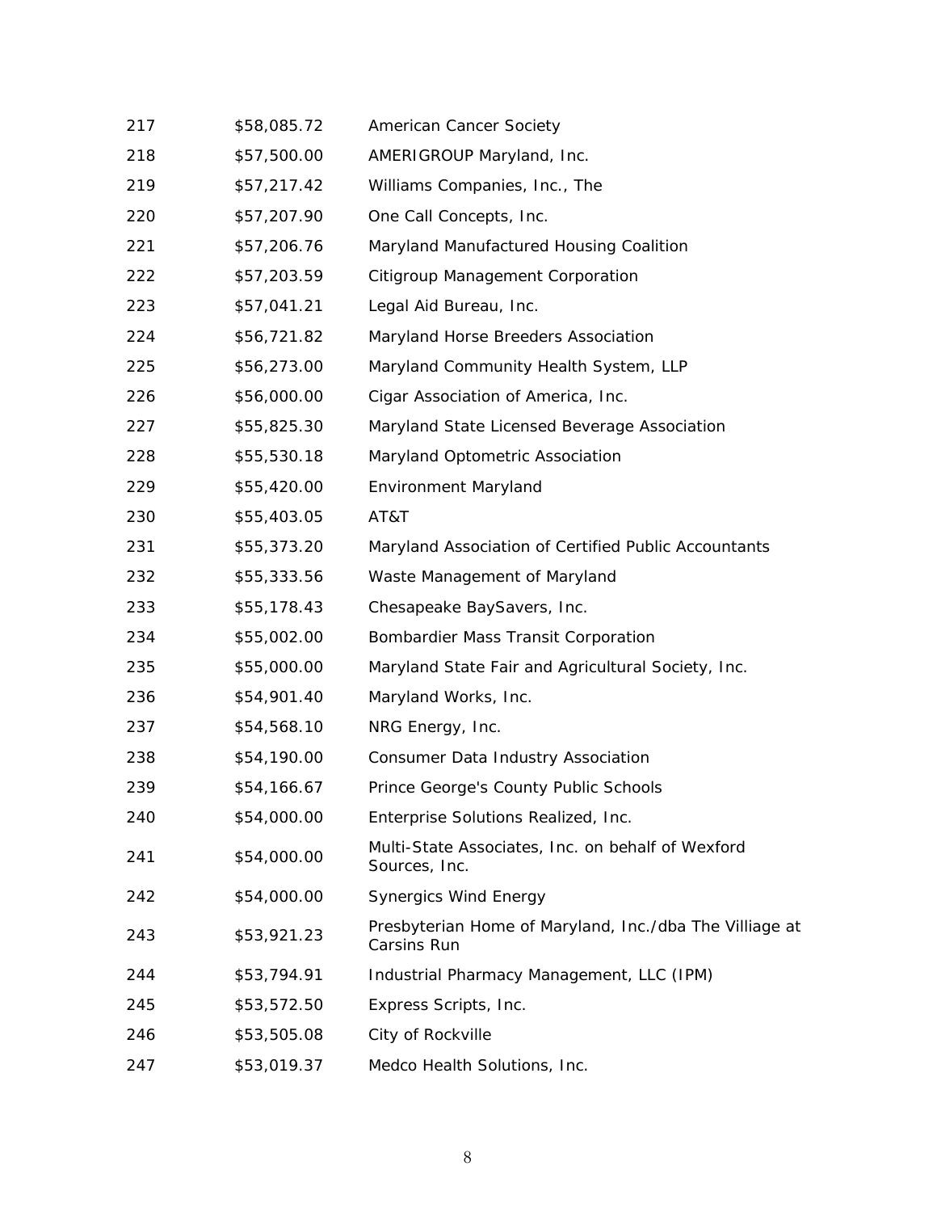| | | |
|---|---|---|
| 217 | $58,085.72 | American Cancer Society |
| 218 | $57,500.00 | AMERIGROUP Maryland, Inc. |
| 219 | $57,217.42 | Williams Companies, Inc., The |
| 220 | $57,207.90 | One Call Concepts, Inc. |
| 221 | $57,206.76 | Maryland Manufactured Housing Coalition |
| 222 | $57,203.59 | Citigroup Management Corporation |
| 223 | $57,041.21 | Legal Aid Bureau, Inc. |
| 224 | $56,721.82 | Maryland Horse Breeders Association |
| 225 | $56,273.00 | Maryland Community Health System, LLP |
| 226 | $56,000.00 | Cigar Association of America, Inc. |
| 227 | $55,825.30 | Maryland State Licensed Beverage Association |
| 228 | $55,530.18 | Maryland Optometric Association |
| 229 | $55,420.00 | Environment Maryland |
| 230 | $55,403.05 | AT&T |
| 231 | $55,373.20 | Maryland Association of Certified Public Accountants |
| 232 | $55,333.56 | Waste Management of Maryland |
| 233 | $55,178.43 | Chesapeake BaySavers, Inc. |
| 234 | $55,002.00 | Bombardier Mass Transit Corporation |
| 235 | $55,000.00 | Maryland State Fair and Agricultural Society, Inc. |
| 236 | $54,901.40 | Maryland Works, Inc. |
| 237 | $54,568.10 | NRG Energy, Inc. |
| 238 | $54,190.00 | Consumer Data Industry Association |
| 239 | $54,166.67 | Prince George's County Public Schools |
| 240 | $54,000.00 | Enterprise Solutions Realized, Inc. |
| 241 | $54,000.00 | Multi-State Associates, Inc. on behalf of Wexford Sources, Inc. |
| 242 | $54,000.00 | Synergics Wind Energy |
| 243 | $53,921.23 | Presbyterian Home of Maryland, Inc./dba The Villiage at Carsins Run |
| 244 | $53,794.91 | Industrial Pharmacy Management, LLC (IPM) |
| 245 | $53,572.50 | Express Scripts, Inc. |
| 246 | $53,505.08 | City of Rockville |
| 247 | $53,019.37 | Medco Health Solutions, Inc. |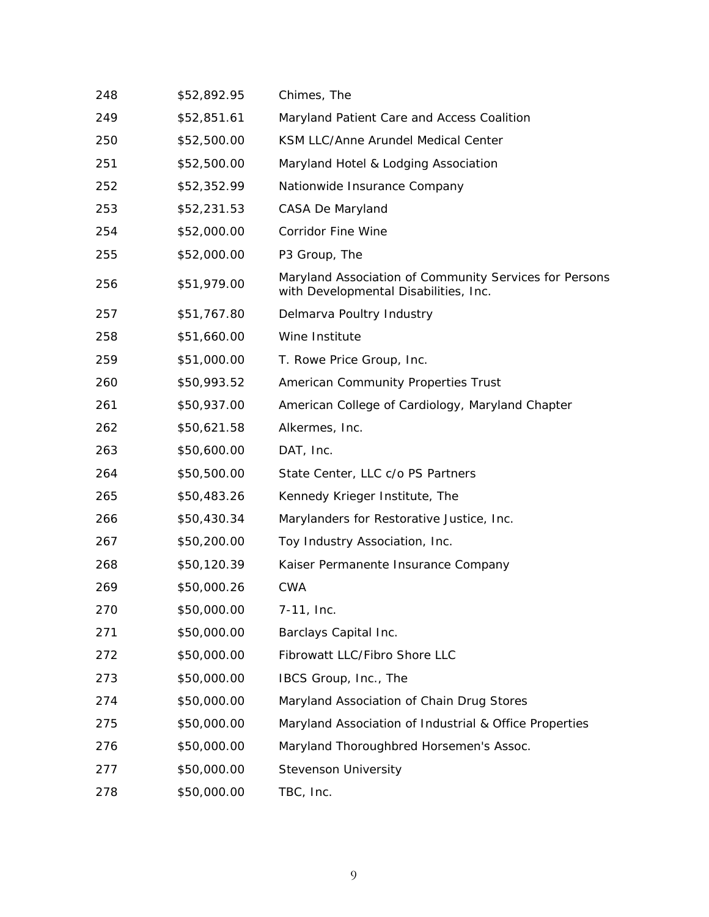| | | |
|---|---|---|
| 248 | $52,892.95 | Chimes, The |
| 249 | $52,851.61 | Maryland Patient Care and Access Coalition |
| 250 | $52,500.00 | KSM LLC/Anne Arundel Medical Center |
| 251 | $52,500.00 | Maryland Hotel & Lodging Association |
| 252 | $52,352.99 | Nationwide Insurance Company |
| 253 | $52,231.53 | CASA De Maryland |
| 254 | $52,000.00 | Corridor Fine Wine |
| 255 | $52,000.00 | P3 Group, The |
| 256 | $51,979.00 | Maryland Association of Community Services for Persons with Developmental Disabilities, Inc. |
| 257 | $51,767.80 | Delmarva Poultry Industry |
| 258 | $51,660.00 | Wine Institute |
| 259 | $51,000.00 | T. Rowe Price Group, Inc. |
| 260 | $50,993.52 | American Community Properties Trust |
| 261 | $50,937.00 | American College of Cardiology, Maryland Chapter |
| 262 | $50,621.58 | Alkermes, Inc. |
| 263 | $50,600.00 | DAT, Inc. |
| 264 | $50,500.00 | State Center, LLC c/o PS Partners |
| 265 | $50,483.26 | Kennedy Krieger Institute, The |
| 266 | $50,430.34 | Marylanders for Restorative Justice, Inc. |
| 267 | $50,200.00 | Toy Industry Association, Inc. |
| 268 | $50,120.39 | Kaiser Permanente Insurance Company |
| 269 | $50,000.26 | CWA |
| 270 | $50,000.00 | 7-11, Inc. |
| 271 | $50,000.00 | Barclays Capital Inc. |
| 272 | $50,000.00 | Fibrowatt LLC/Fibro Shore LLC |
| 273 | $50,000.00 | IBCS Group, Inc., The |
| 274 | $50,000.00 | Maryland Association of Chain Drug Stores |
| 275 | $50,000.00 | Maryland Association of Industrial & Office Properties |
| 276 | $50,000.00 | Maryland Thoroughbred Horsemen's Assoc. |
| 277 | $50,000.00 | Stevenson University |
| 278 | $50,000.00 | TBC, Inc. |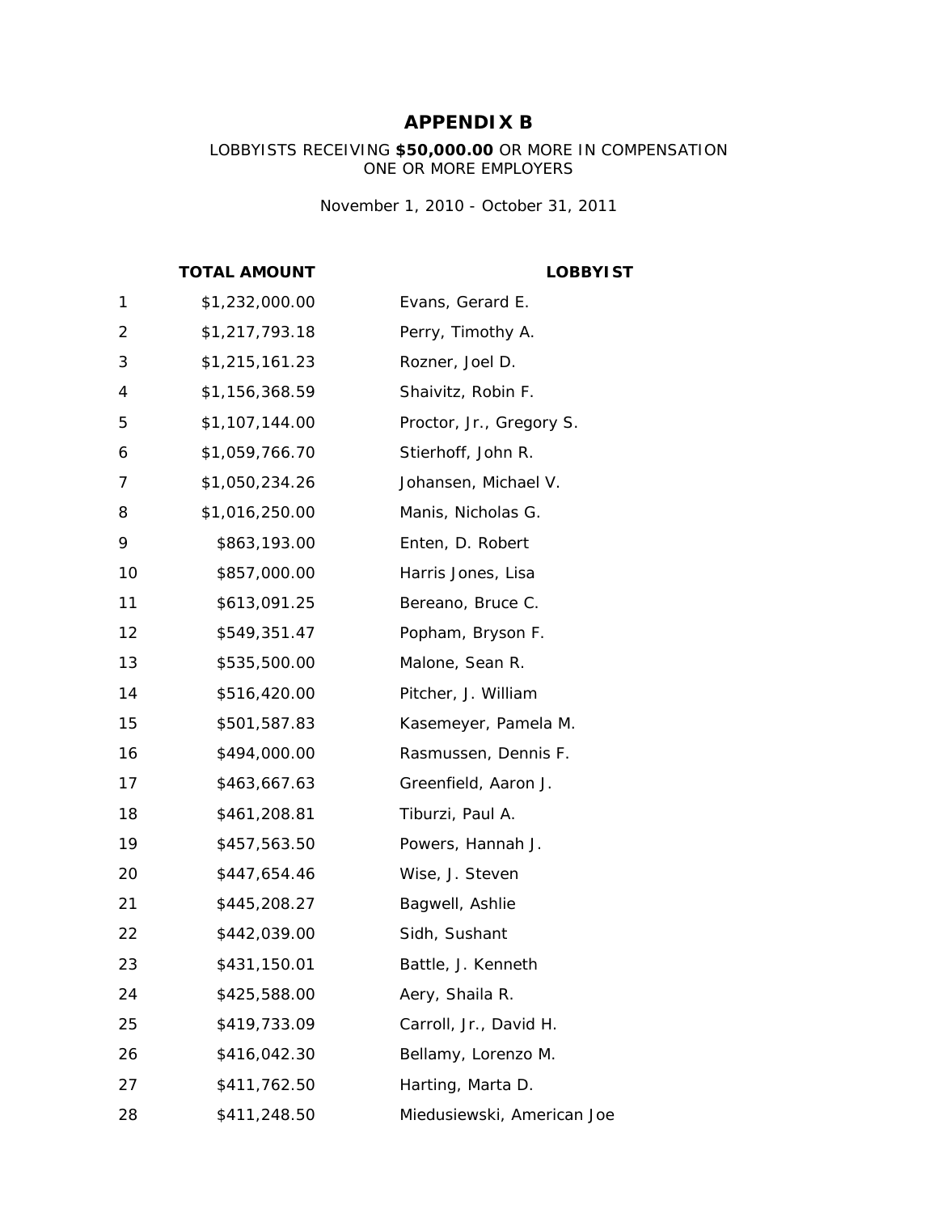# APPENDIX B

LOBBYISTS RECEIVING **$50,000.00** OR MORE IN COMPENSATION
ONE OR MORE EMPLOYERS

November 1, 2010 - October 31, 2011

| | TOTAL AMOUNT | LOBBYIST |
|---|---|---|
| 1 | $1,232,000.00 | Evans, Gerard E. |
| 2 | $1,217,793.18 | Perry, Timothy A. |
| 3 | $1,215,161.23 | Rozner, Joel D. |
| 4 | $1,156,368.59 | Shaivitz, Robin F. |
| 5 | $1,107,144.00 | Proctor, Jr., Gregory S. |
| 6 | $1,059,766.70 | Stierhoff, John R. |
| 7 | $1,050,234.26 | Johansen, Michael V. |
| 8 | $1,016,250.00 | Manis, Nicholas G. |
| 9 | $863,193.00 | Enten, D. Robert |
| 10 | $857,000.00 | Harris Jones, Lisa |
| 11 | $613,091.25 | Bereano, Bruce C. |
| 12 | $549,351.47 | Popham, Bryson F. |
| 13 | $535,500.00 | Malone, Sean R. |
| 14 | $516,420.00 | Pitcher, J. William |
| 15 | $501,587.83 | Kasemeyer, Pamela M. |
| 16 | $494,000.00 | Rasmussen, Dennis F. |
| 17 | $463,667.63 | Greenfield, Aaron J. |
| 18 | $461,208.81 | Tiburzi, Paul A. |
| 19 | $457,563.50 | Powers, Hannah J. |
| 20 | $447,654.46 | Wise, J. Steven |
| 21 | $445,208.27 | Bagwell, Ashlie |
| 22 | $442,039.00 | Sidh, Sushant |
| 23 | $431,150.01 | Battle, J. Kenneth |
| 24 | $425,588.00 | Aery, Shaila R. |
| 25 | $419,733.09 | Carroll, Jr., David H. |
| 26 | $416,042.30 | Bellamy, Lorenzo M. |
| 27 | $411,762.50 | Harting, Marta D. |
| 28 | $411,248.50 | Miedusiewski, American Joe |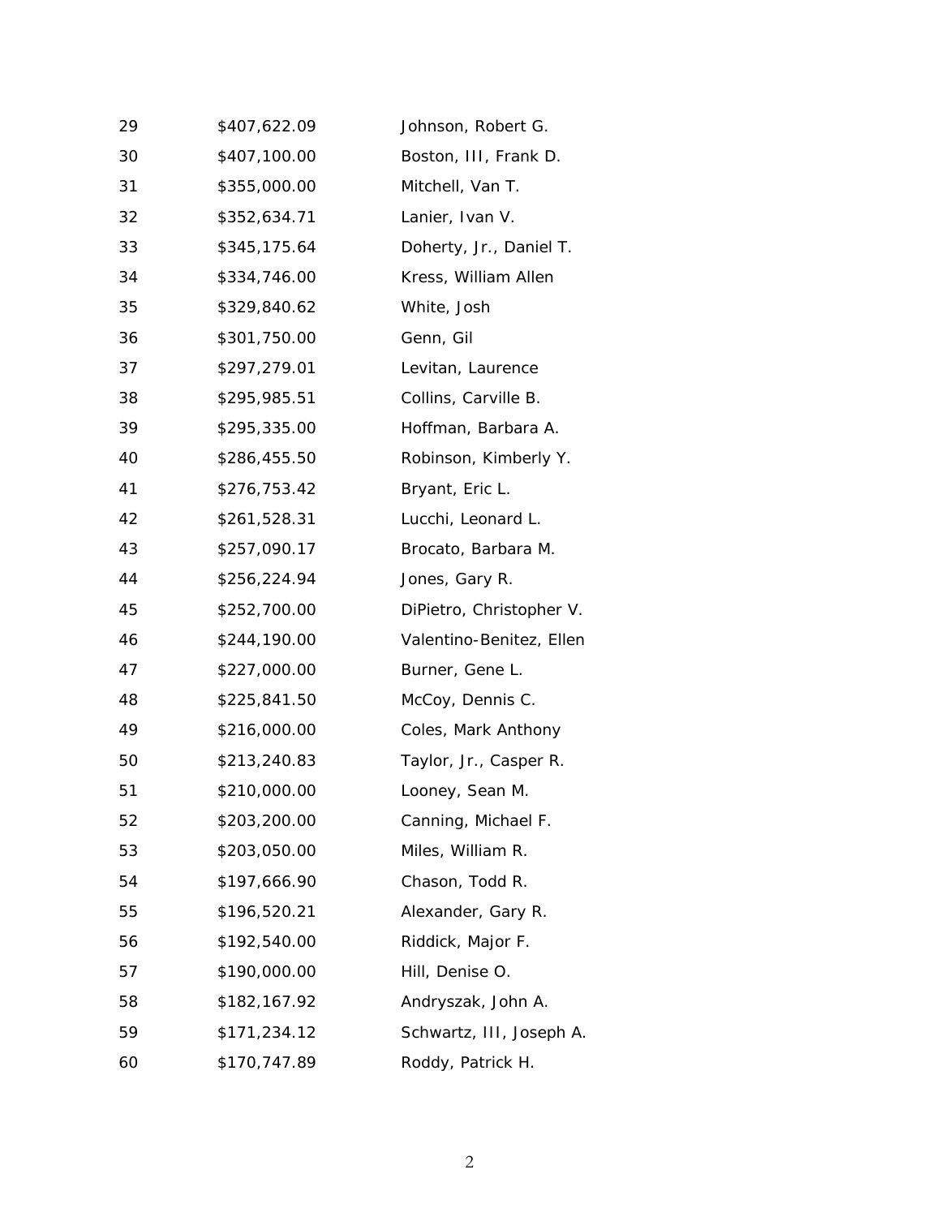| | | |
|---|---|---|
| 29 | $407,622.09 | Johnson, Robert G. |
| 30 | $407,100.00 | Boston, III, Frank D. |
| 31 | $355,000.00 | Mitchell, Van T. |
| 32 | $352,634.71 | Lanier, Ivan V. |
| 33 | $345,175.64 | Doherty, Jr., Daniel T. |
| 34 | $334,746.00 | Kress, William Allen |
| 35 | $329,840.62 | White, Josh |
| 36 | $301,750.00 | Genn, Gil |
| 37 | $297,279.01 | Levitan, Laurence |
| 38 | $295,985.51 | Collins, Carville B. |
| 39 | $295,335.00 | Hoffman, Barbara A. |
| 40 | $286,455.50 | Robinson, Kimberly Y. |
| 41 | $276,753.42 | Bryant, Eric L. |
| 42 | $261,528.31 | Lucchi, Leonard L. |
| 43 | $257,090.17 | Brocato, Barbara M. |
| 44 | $256,224.94 | Jones, Gary R. |
| 45 | $252,700.00 | DiPietro, Christopher V. |
| 46 | $244,190.00 | Valentino-Benitez, Ellen |
| 47 | $227,000.00 | Burner, Gene L. |
| 48 | $225,841.50 | McCoy, Dennis C. |
| 49 | $216,000.00 | Coles, Mark Anthony |
| 50 | $213,240.83 | Taylor, Jr., Casper R. |
| 51 | $210,000.00 | Looney, Sean M. |
| 52 | $203,200.00 | Canning, Michael F. |
| 53 | $203,050.00 | Miles, William R. |
| 54 | $197,666.90 | Chason, Todd R. |
| 55 | $196,520.21 | Alexander, Gary R. |
| 56 | $192,540.00 | Riddick, Major F. |
| 57 | $190,000.00 | Hill, Denise O. |
| 58 | $182,167.92 | Andryszak, John A. |
| 59 | $171,234.12 | Schwartz, III, Joseph A. |
| 60 | $170,747.89 | Roddy, Patrick H. |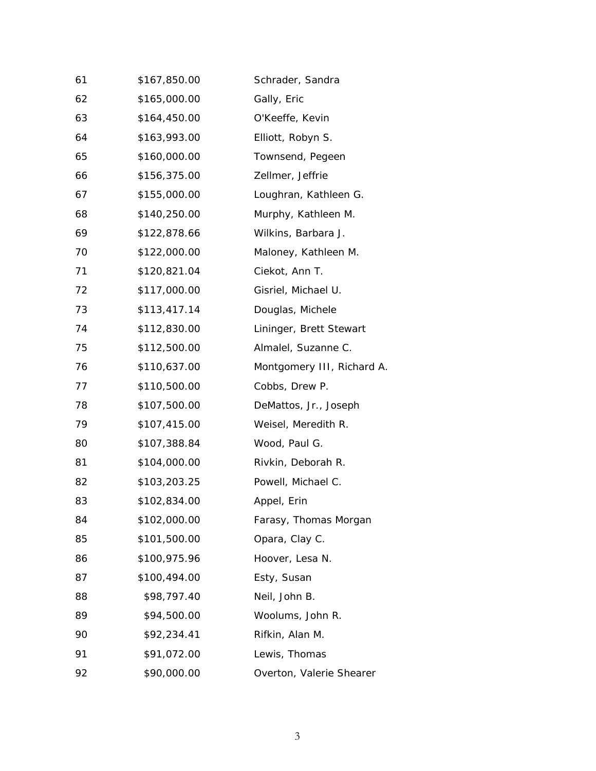| | | |
|---|---|---|
| 61 | \$167,850.00 | Schrader, Sandra |
| 62 | \$165,000.00 | Gally, Eric |
| 63 | \$164,450.00 | O'Keeffe, Kevin |
| 64 | \$163,993.00 | Elliott, Robyn S. |
| 65 | \$160,000.00 | Townsend, Pegeen |
| 66 | \$156,375.00 | Zellmer, Jeffrie |
| 67 | \$155,000.00 | Loughran, Kathleen G. |
| 68 | \$140,250.00 | Murphy, Kathleen M. |
| 69 | \$122,878.66 | Wilkins, Barbara J. |
| 70 | \$122,000.00 | Maloney, Kathleen M. |
| 71 | \$120,821.04 | Ciekot, Ann T. |
| 72 | \$117,000.00 | Gisriel, Michael U. |
| 73 | \$113,417.14 | Douglas, Michele |
| 74 | \$112,830.00 | Lininger, Brett Stewart |
| 75 | \$112,500.00 | Almalel, Suzanne C. |
| 76 | \$110,637.00 | Montgomery III, Richard A. |
| 77 | \$110,500.00 | Cobbs, Drew P. |
| 78 | \$107,500.00 | DeMattos, Jr., Joseph |
| 79 | \$107,415.00 | Weisel, Meredith R. |
| 80 | \$107,388.84 | Wood, Paul G. |
| 81 | \$104,000.00 | Rivkin, Deborah R. |
| 82 | \$103,203.25 | Powell, Michael C. |
| 83 | \$102,834.00 | Appel, Erin |
| 84 | \$102,000.00 | Farasy, Thomas Morgan |
| 85 | \$101,500.00 | Opara, Clay C. |
| 86 | \$100,975.96 | Hoover, Lesa N. |
| 87 | \$100,494.00 | Esty, Susan |
| 88 | \$98,797.40 | Neil, John B. |
| 89 | \$94,500.00 | Woolums, John R. |
| 90 | \$92,234.41 | Rifkin, Alan M. |
| 91 | \$91,072.00 | Lewis, Thomas |
| 92 | \$90,000.00 | Overton, Valerie Shearer |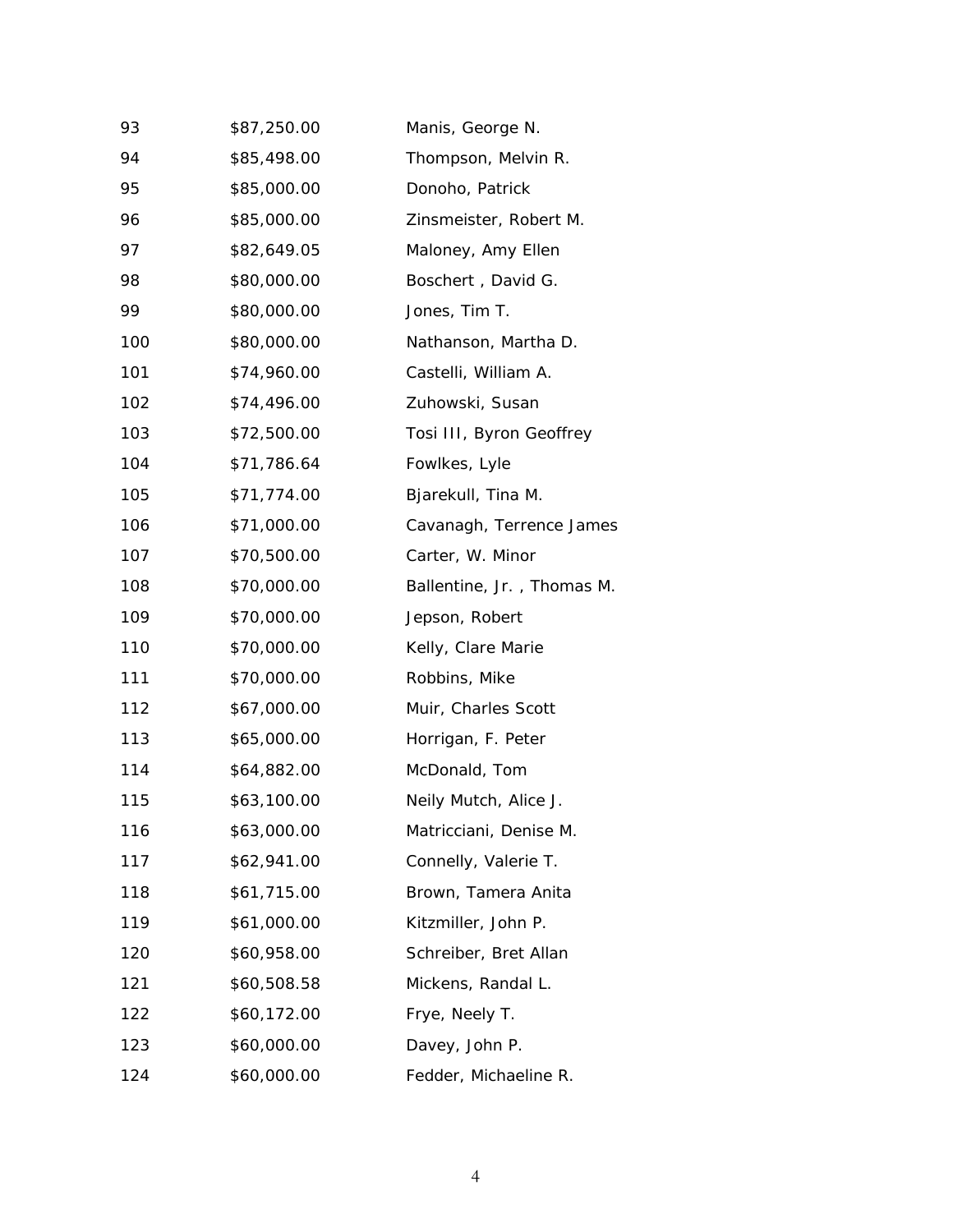| | | |
|---|---|---|
| 93 | $87,250.00 | Manis, George N. |
| 94 | $85,498.00 | Thompson, Melvin R. |
| 95 | $85,000.00 | Donoho, Patrick |
| 96 | $85,000.00 | Zinsmeister, Robert M. |
| 97 | $82,649.05 | Maloney, Amy Ellen |
| 98 | $80,000.00 | Boschert , David G. |
| 99 | $80,000.00 | Jones, Tim T. |
| 100 | $80,000.00 | Nathanson, Martha D. |
| 101 | $74,960.00 | Castelli, William A. |
| 102 | $74,496.00 | Zuhowski, Susan |
| 103 | $72,500.00 | Tosi III, Byron Geoffrey |
| 104 | $71,786.64 | Fowlkes, Lyle |
| 105 | $71,774.00 | Bjarekull, Tina M. |
| 106 | $71,000.00 | Cavanagh, Terrence James |
| 107 | $70,500.00 | Carter, W. Minor |
| 108 | $70,000.00 | Ballentine, Jr. , Thomas M. |
| 109 | $70,000.00 | Jepson, Robert |
| 110 | $70,000.00 | Kelly, Clare Marie |
| 111 | $70,000.00 | Robbins, Mike |
| 112 | $67,000.00 | Muir, Charles Scott |
| 113 | $65,000.00 | Horrigan, F. Peter |
| 114 | $64,882.00 | McDonald, Tom |
| 115 | $63,100.00 | Neily Mutch, Alice J. |
| 116 | $63,000.00 | Matricciani, Denise M. |
| 117 | $62,941.00 | Connelly, Valerie T. |
| 118 | $61,715.00 | Brown, Tamera Anita |
| 119 | $61,000.00 | Kitzmiller, John P. |
| 120 | $60,958.00 | Schreiber, Bret Allan |
| 121 | $60,508.58 | Mickens, Randal L. |
| 122 | $60,172.00 | Frye, Neely T. |
| 123 | $60,000.00 | Davey, John P. |
| 124 | $60,000.00 | Fedder, Michaeline R. |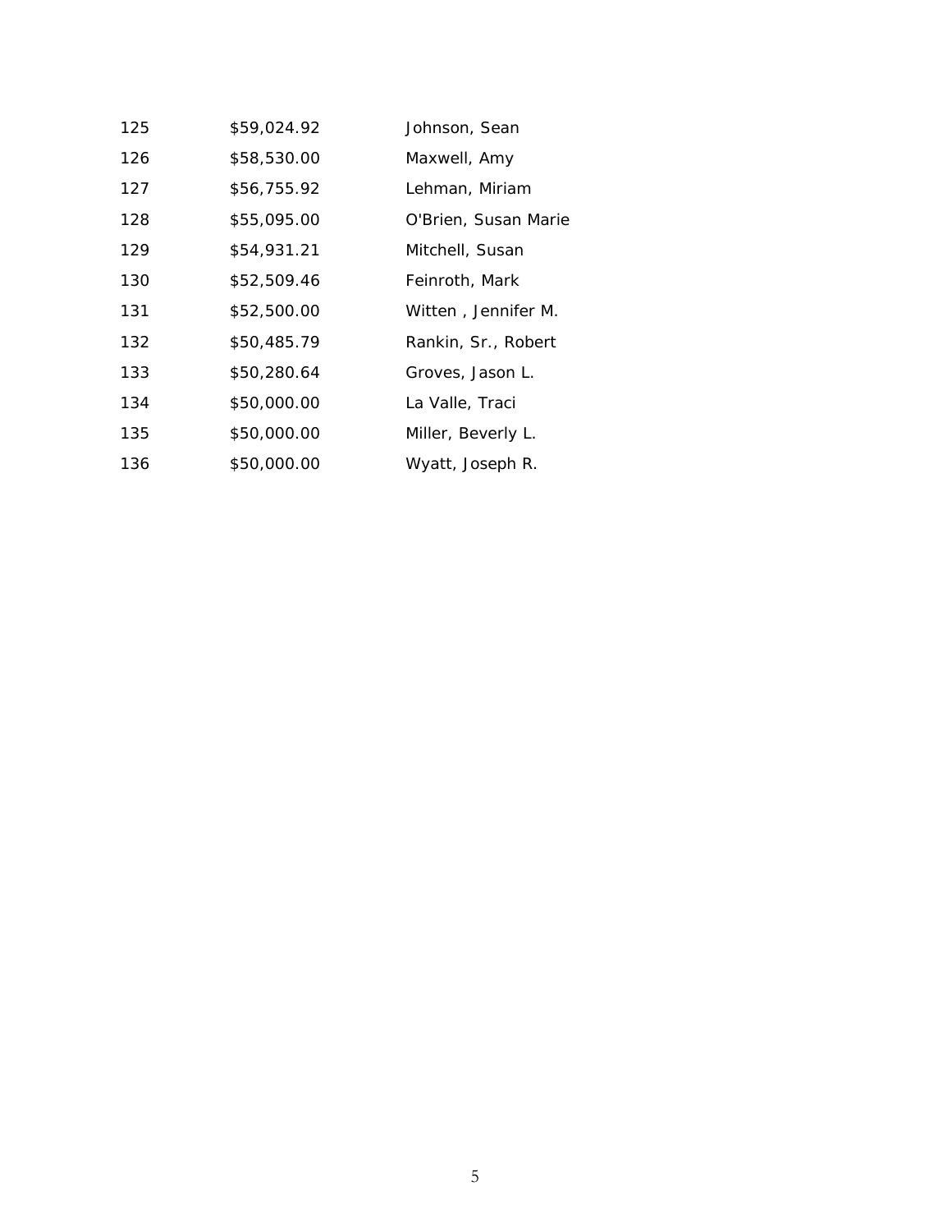| | | |
|---|---|---|
| 125 | $59,024.92 | Johnson, Sean |
| 126 | $58,530.00 | Maxwell, Amy |
| 127 | $56,755.92 | Lehman, Miriam |
| 128 | $55,095.00 | O'Brien, Susan Marie |
| 129 | $54,931.21 | Mitchell, Susan |
| 130 | $52,509.46 | Feinroth, Mark |
| 131 | $52,500.00 | Witten , Jennifer M. |
| 132 | $50,485.79 | Rankin, Sr., Robert |
| 133 | $50,280.64 | Groves, Jason L. |
| 134 | $50,000.00 | La Valle, Traci |
| 135 | $50,000.00 | Miller, Beverly L. |
| 136 | $50,000.00 | Wyatt, Joseph R. |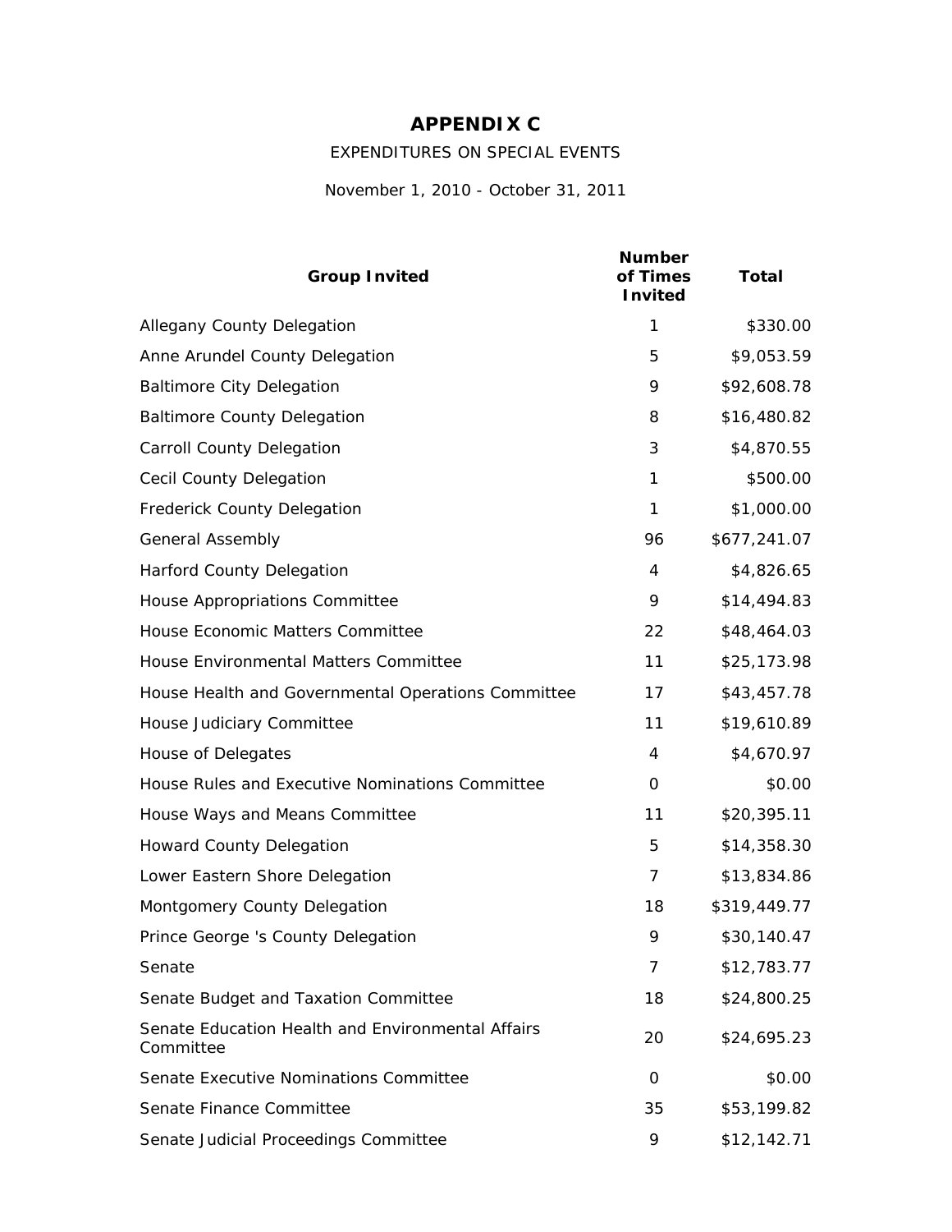# APPENDIX C

EXPENDITURES ON SPECIAL EVENTS

November 1, 2010 - October 31, 2011

| Group Invited | Number of Times Invited | Total |
|---|---|---|
| Allegany County Delegation | 1 | $330.00 |
| Anne Arundel County Delegation | 5 | $9,053.59 |
| Baltimore City Delegation | 9 | $92,608.78 |
| Baltimore County Delegation | 8 | $16,480.82 |
| Carroll County Delegation | 3 | $4,870.55 |
| Cecil County Delegation | 1 | $500.00 |
| Frederick County Delegation | 1 | $1,000.00 |
| General Assembly | 96 | $677,241.07 |
| Harford County Delegation | 4 | $4,826.65 |
| House Appropriations Committee | 9 | $14,494.83 |
| House Economic Matters Committee | 22 | $48,464.03 |
| House Environmental Matters Committee | 11 | $25,173.98 |
| House Health and Governmental Operations Committee | 17 | $43,457.78 |
| House Judiciary Committee | 11 | $19,610.89 |
| House of Delegates | 4 | $4,670.97 |
| House Rules and Executive Nominations Committee | 0 | $0.00 |
| House Ways and Means Committee | 11 | $20,395.11 |
| Howard County Delegation | 5 | $14,358.30 |
| Lower Eastern Shore Delegation | 7 | $13,834.86 |
| Montgomery County Delegation | 18 | $319,449.77 |
| Prince George 's County Delegation | 9 | $30,140.47 |
| Senate | 7 | $12,783.77 |
| Senate Budget and Taxation Committee | 18 | $24,800.25 |
| Senate Education Health and Environmental Affairs Committee | 20 | $24,695.23 |
| Senate Executive Nominations Committee | 0 | $0.00 |
| Senate Finance Committee | 35 | $53,199.82 |
| Senate Judicial Proceedings Committee | 9 | $12,142.71 |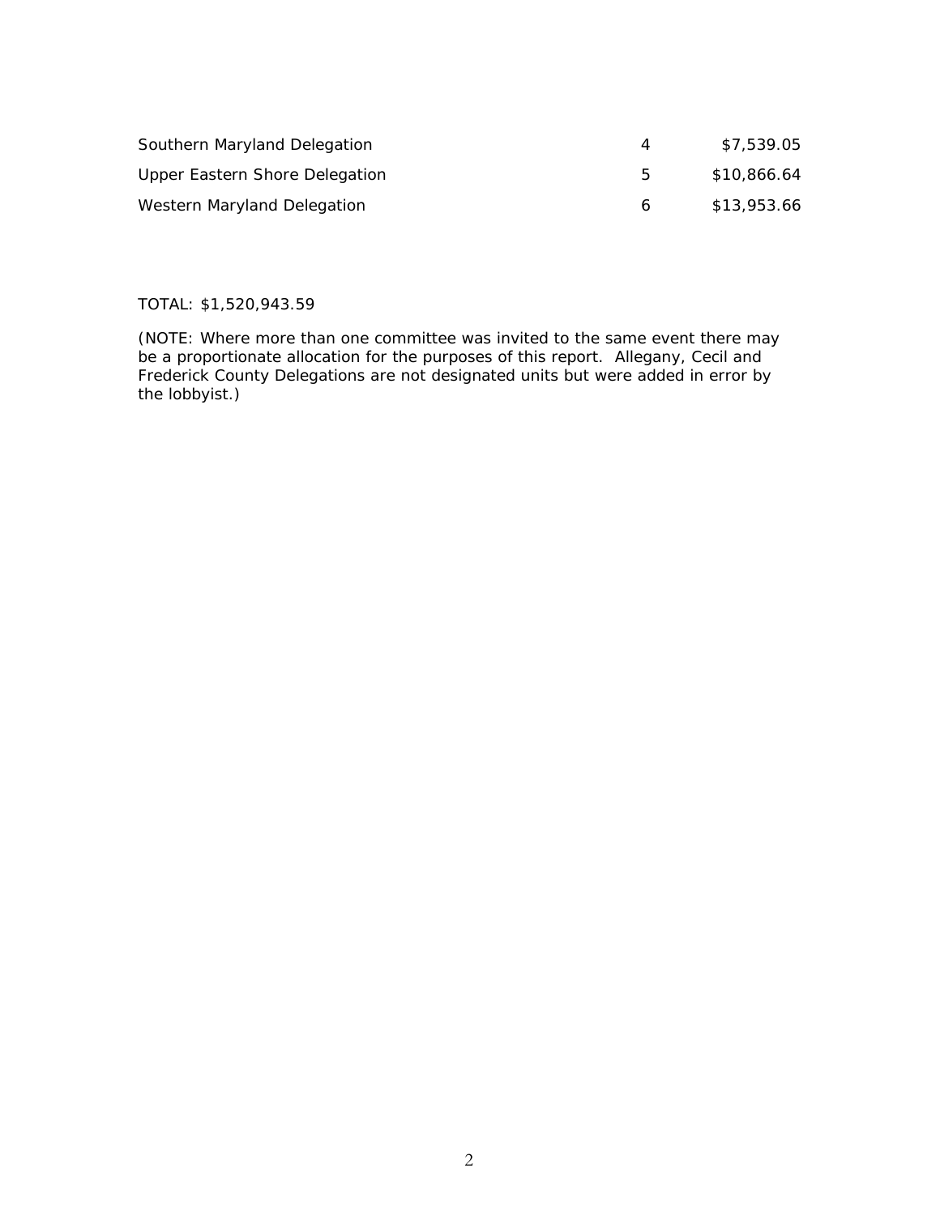| | | |
|---|---|---|
| Southern Maryland Delegation | 4 | $7,539.05 |
| Upper Eastern Shore Delegation | 5 | $10,866.64 |
| Western Maryland Delegation | 6 | $13,953.66 |

TOTAL: $1,520,943.59

(NOTE: Where more than one committee was invited to the same event there may be a proportionate allocation for the purposes of this report. Allegany, Cecil and Frederick County Delegations are not designated units but were added in error by the lobbyist.)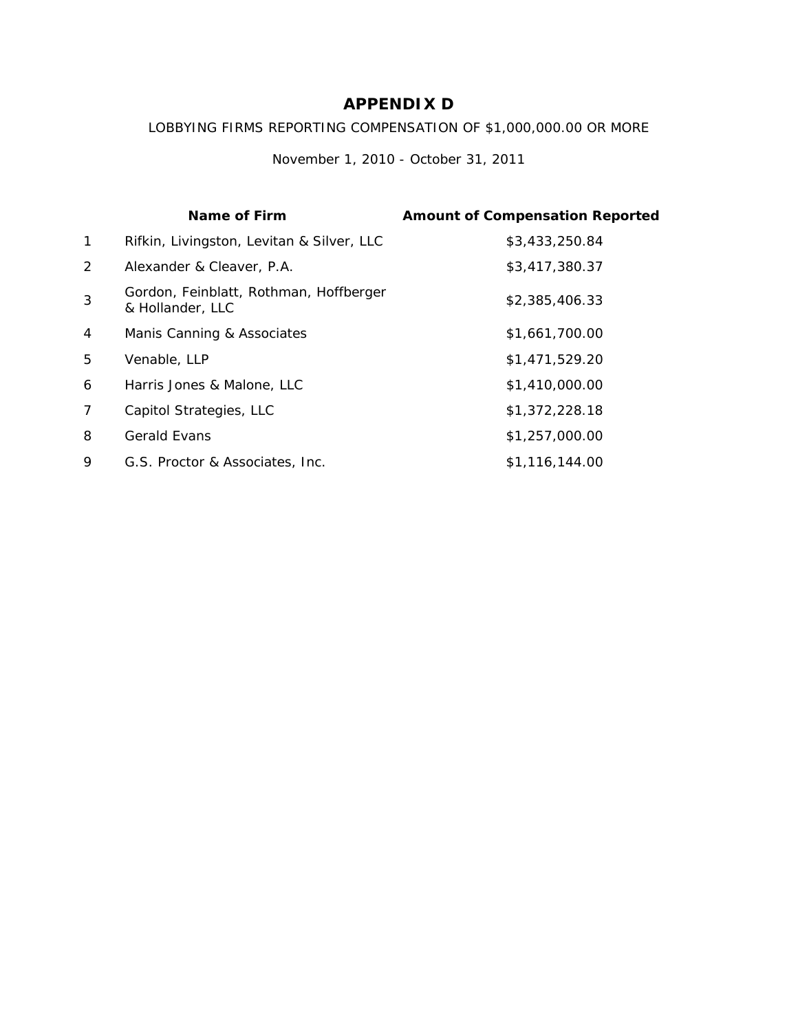# APPENDIX D

LOBBYING FIRMS REPORTING COMPENSATION OF $1,000,000.00 OR MORE

November 1, 2010 - October 31, 2011

| | Name of Firm | Amount of Compensation Reported |
|---|---|---|
| 1 | Rifkin, Livingston, Levitan & Silver, LLC | $3,433,250.84 |
| 2 | Alexander & Cleaver, P.A. | $3,417,380.37 |
| 3 | Gordon, Feinblatt, Rothman, Hoffberger & Hollander, LLC | $2,385,406.33 |
| 4 | Manis Canning & Associates | $1,661,700.00 |
| 5 | Venable, LLP | $1,471,529.20 |
| 6 | Harris Jones & Malone, LLC | $1,410,000.00 |
| 7 | Capitol Strategies, LLC | $1,372,228.18 |
| 8 | Gerald Evans | $1,257,000.00 |
| 9 | G.S. Proctor & Associates, Inc. | $1,116,144.00 |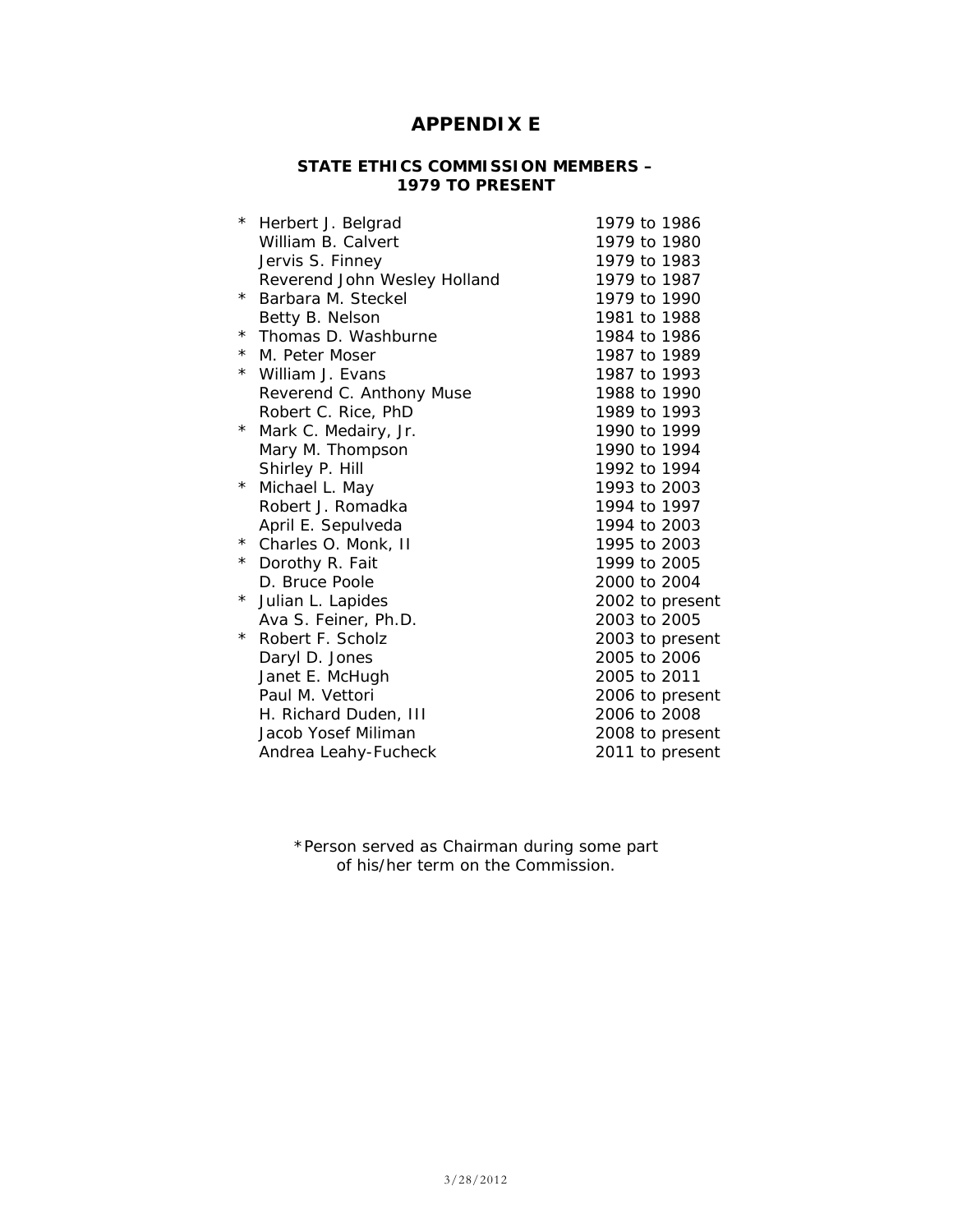# APPENDIX E

## STATE ETHICS COMMISSION MEMBERS – 1979 TO PRESENT

| | | |
|---|---|---|
| * | Herbert J. Belgrad | 1979 to 1986 |
| | William B. Calvert | 1979 to 1980 |
| | Jervis S. Finney | 1979 to 1983 |
| | Reverend John Wesley Holland | 1979 to 1987 |
| * | Barbara M. Steckel | 1979 to 1990 |
| | Betty B. Nelson | 1981 to 1988 |
| * | Thomas D. Washburne | 1984 to 1986 |
| * | M. Peter Moser | 1987 to 1989 |
| * | William J. Evans | 1987 to 1993 |
| | Reverend C. Anthony Muse | 1988 to 1990 |
| | Robert C. Rice, PhD | 1989 to 1993 |
| * | Mark C. Medairy, Jr. | 1990 to 1999 |
| | Mary M. Thompson | 1990 to 1994 |
| | Shirley P. Hill | 1992 to 1994 |
| * | Michael L. May | 1993 to 2003 |
| | Robert J. Romadka | 1994 to 1997 |
| | April E. Sepulveda | 1994 to 2003 |
| * | Charles O. Monk, II | 1995 to 2003 |
| * | Dorothy R. Fait | 1999 to 2005 |
| | D. Bruce Poole | 2000 to 2004 |
| * | Julian L. Lapides | 2002 to present |
| | Ava S. Feiner, Ph.D. | 2003 to 2005 |
| * | Robert F. Scholz | 2003 to present |
| | Daryl D. Jones | 2005 to 2006 |
| | Janet E. McHugh | 2005 to 2011 |
| | Paul M. Vettori | 2006 to present |
| | H. Richard Duden, III | 2006 to 2008 |
| | Jacob Yosef Miliman | 2008 to present |
| | Andrea Leahy-Fucheck | 2011 to present |

*Person served as Chairman during some part of his/her term on the Commission.